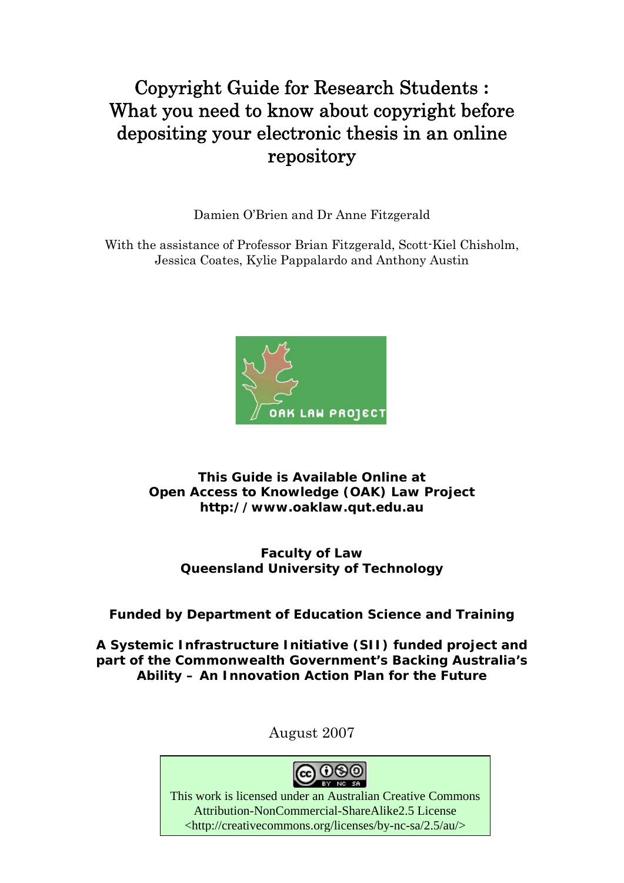# Copyright Guide for Research Students : What you need to know about copyright before depositing your electronic thesis in an online repository

Damien O'Brien and Dr Anne Fitzgerald

With the assistance of Professor Brian Fitzgerald, Scott-Kiel Chisholm, Jessica Coates, Kylie Pappalardo and Anthony Austin

OAK LAW PROJECT

**This Guide is Available Online at**
**Open Access to Knowledge (OAK) Law Project**
**http://www.oaklaw.qut.edu.au**

**Faculty of Law**
**Queensland University of Technology**

**Funded by Department of Education Science and Training**

**A Systemic Infrastructure Initiative (SII) funded project and part of the Commonwealth Government's Backing Australia's Ability – An Innovation Action Plan for the Future**

August 2007

This work is licensed under an Australian Creative Commons Attribution-NonCommercial-ShareAlike2.5 License <http://creativecommons.org/licenses/by-nc-sa/2.5/au/>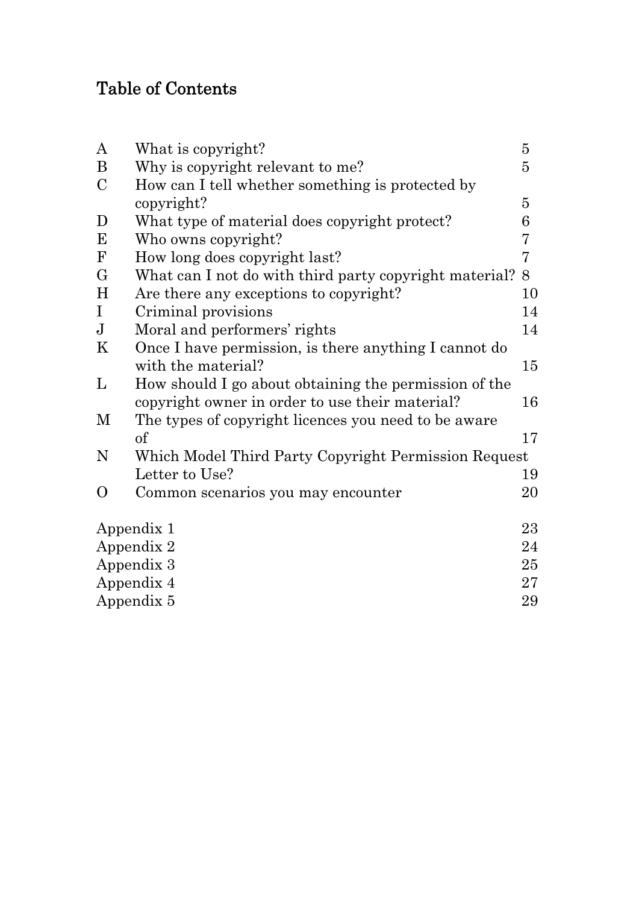# Table of Contents

| | | |
|---|---|---|
| A | What is copyright? | 5 |
| B | Why is copyright relevant to me? | 5 |
| C | How can I tell whether something is protected by copyright? | 5 |
| D | What type of material does copyright protect? | 6 |
| E | Who owns copyright? | 7 |
| F | How long does copyright last? | 7 |
| G | What can I not do with third party copyright material? | 8 |
| H | Are there any exceptions to copyright? | 10 |
| I | Criminal provisions | 14 |
| J | Moral and performers' rights | 14 |
| K | Once I have permission, is there anything I cannot do with the material? | 15 |
| L | How should I go about obtaining the permission of the copyright owner in order to use their material? | 16 |
| M | The types of copyright licences you need to be aware of | 17 |
| N | Which Model Third Party Copyright Permission Request Letter to Use? | 19 |
| O | Common scenarios you may encounter | 20 |

| | |
|---|---|
| Appendix 1 | 23 |
| Appendix 2 | 24 |
| Appendix 3 | 25 |
| Appendix 4 | 27 |
| Appendix 5 | 29 |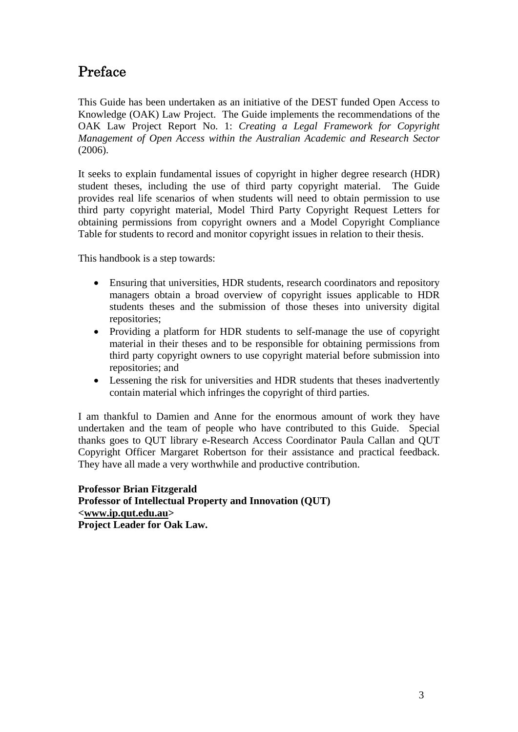# Preface

This Guide has been undertaken as an initiative of the DEST funded Open Access to Knowledge (OAK) Law Project. The Guide implements the recommendations of the OAK Law Project Report No. 1: *Creating a Legal Framework for Copyright Management of Open Access within the Australian Academic and Research Sector* (2006).

It seeks to explain fundamental issues of copyright in higher degree research (HDR) student theses, including the use of third party copyright material. The Guide provides real life scenarios of when students will need to obtain permission to use third party copyright material, Model Third Party Copyright Request Letters for obtaining permissions from copyright owners and a Model Copyright Compliance Table for students to record and monitor copyright issues in relation to their thesis.

This handbook is a step towards:

- Ensuring that universities, HDR students, research coordinators and repository managers obtain a broad overview of copyright issues applicable to HDR students theses and the submission of those theses into university digital repositories;
- Providing a platform for HDR students to self-manage the use of copyright material in their theses and to be responsible for obtaining permissions from third party copyright owners to use copyright material before submission into repositories; and
- Lessening the risk for universities and HDR students that theses inadvertently contain material which infringes the copyright of third parties.

I am thankful to Damien and Anne for the enormous amount of work they have undertaken and the team of people who have contributed to this Guide. Special thanks goes to QUT library e-Research Access Coordinator Paula Callan and QUT Copyright Officer Margaret Robertson for their assistance and practical feedback. They have all made a very worthwhile and productive contribution.

**Professor Brian Fitzgerald**
**Professor of Intellectual Property and Innovation (QUT)**
**<www.ip.qut.edu.au>**
**Project Leader for Oak Law.**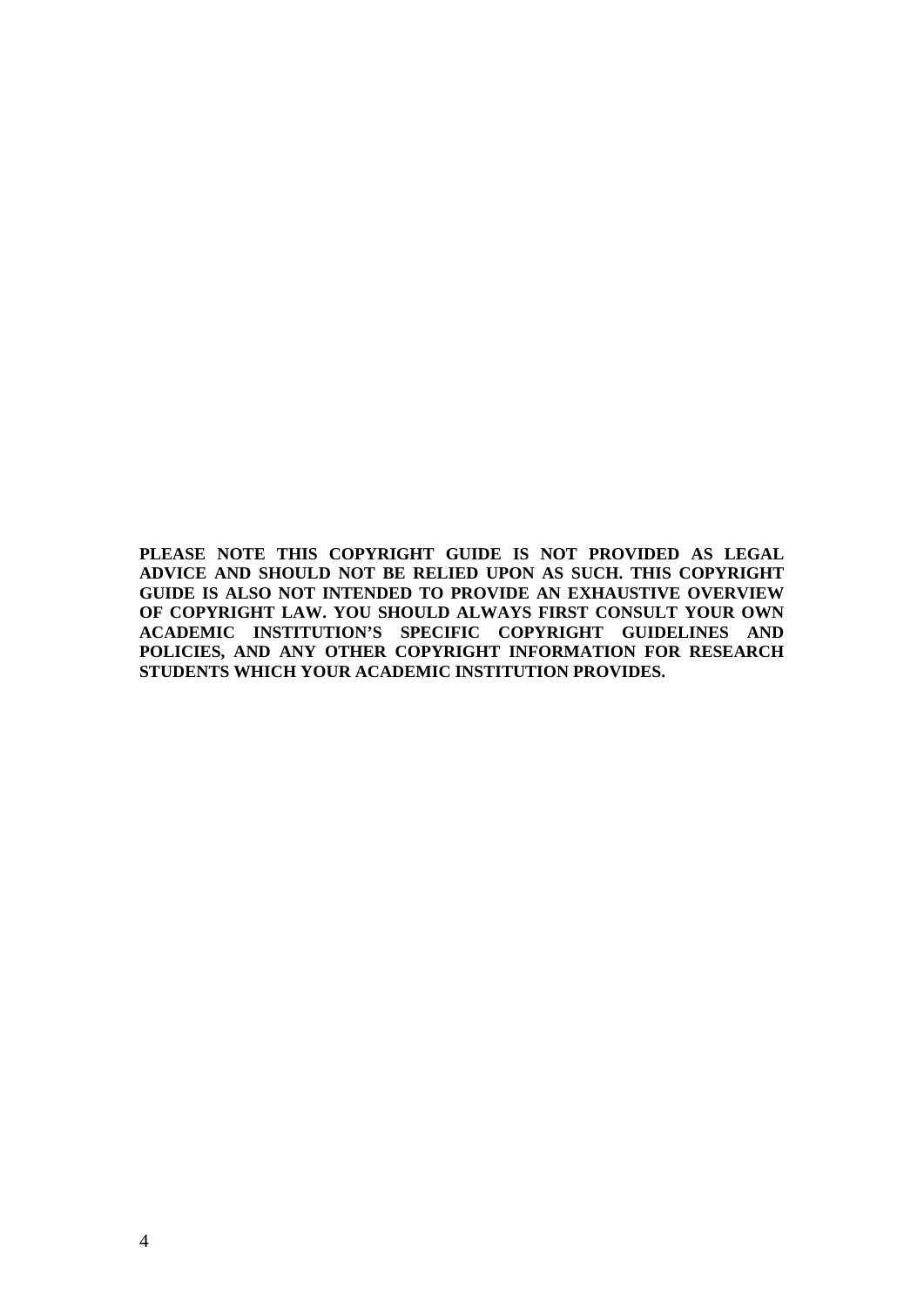**PLEASE NOTE THIS COPYRIGHT GUIDE IS NOT PROVIDED AS LEGAL ADVICE AND SHOULD NOT BE RELIED UPON AS SUCH. THIS COPYRIGHT GUIDE IS ALSO NOT INTENDED TO PROVIDE AN EXHAUSTIVE OVERVIEW OF COPYRIGHT LAW. YOU SHOULD ALWAYS FIRST CONSULT YOUR OWN ACADEMIC INSTITUTION'S SPECIFIC COPYRIGHT GUIDELINES AND POLICIES, AND ANY OTHER COPYRIGHT INFORMATION FOR RESEARCH STUDENTS WHICH YOUR ACADEMIC INSTITUTION PROVIDES.**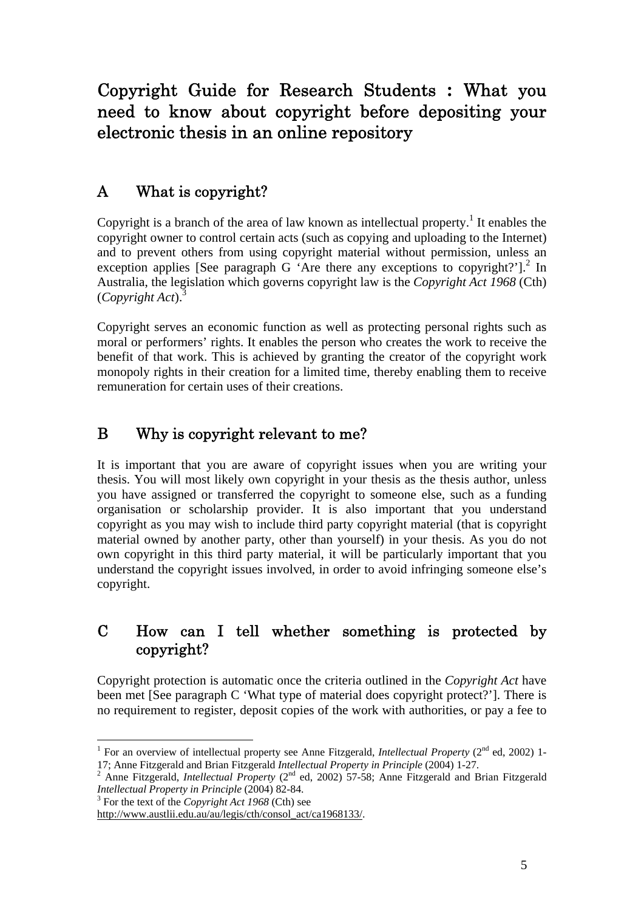# Copyright Guide for Research Students : What you need to know about copyright before depositing your electronic thesis in an online repository

## A What is copyright?

Copyright is a branch of the area of law known as intellectual property.[1] It enables the copyright owner to control certain acts (such as copying and uploading to the Internet) and to prevent others from using copyright material without permission, unless an exception applies [See paragraph G 'Are there any exceptions to copyright?'].[2] In Australia, the legislation which governs copyright law is the *Copyright Act 1968* (Cth) (*Copyright Act*).[3]

Copyright serves an economic function as well as protecting personal rights such as moral or performers' rights. It enables the person who creates the work to receive the benefit of that work. This is achieved by granting the creator of the copyright work monopoly rights in their creation for a limited time, thereby enabling them to receive remuneration for certain uses of their creations.

## B Why is copyright relevant to me?

It is important that you are aware of copyright issues when you are writing your thesis. You will most likely own copyright in your thesis as the thesis author, unless you have assigned or transferred the copyright to someone else, such as a funding organisation or scholarship provider. It is also important that you understand copyright as you may wish to include third party copyright material (that is copyright material owned by another party, other than yourself) in your thesis. As you do not own copyright in this third party material, it will be particularly important that you understand the copyright issues involved, in order to avoid infringing someone else's copyright.

## C How can I tell whether something is protected by copyright?

Copyright protection is automatic once the criteria outlined in the *Copyright Act* have been met [See paragraph C 'What type of material does copyright protect?']. There is no requirement to register, deposit copies of the work with authorities, or pay a fee to

---

[1] For an overview of intellectual property see Anne Fitzgerald, *Intellectual Property* (2nd ed, 2002) 1-17; Anne Fitzgerald and Brian Fitzgerald *Intellectual Property in Principle* (2004) 1-27.

[2] Anne Fitzgerald, *Intellectual Property* (2nd ed, 2002) 57-58; Anne Fitzgerald and Brian Fitzgerald *Intellectual Property in Principle* (2004) 82-84.

[3] For the text of the *Copyright Act 1968* (Cth) see http://www.austlii.edu.au/au/legis/cth/consol_act/ca1968133/.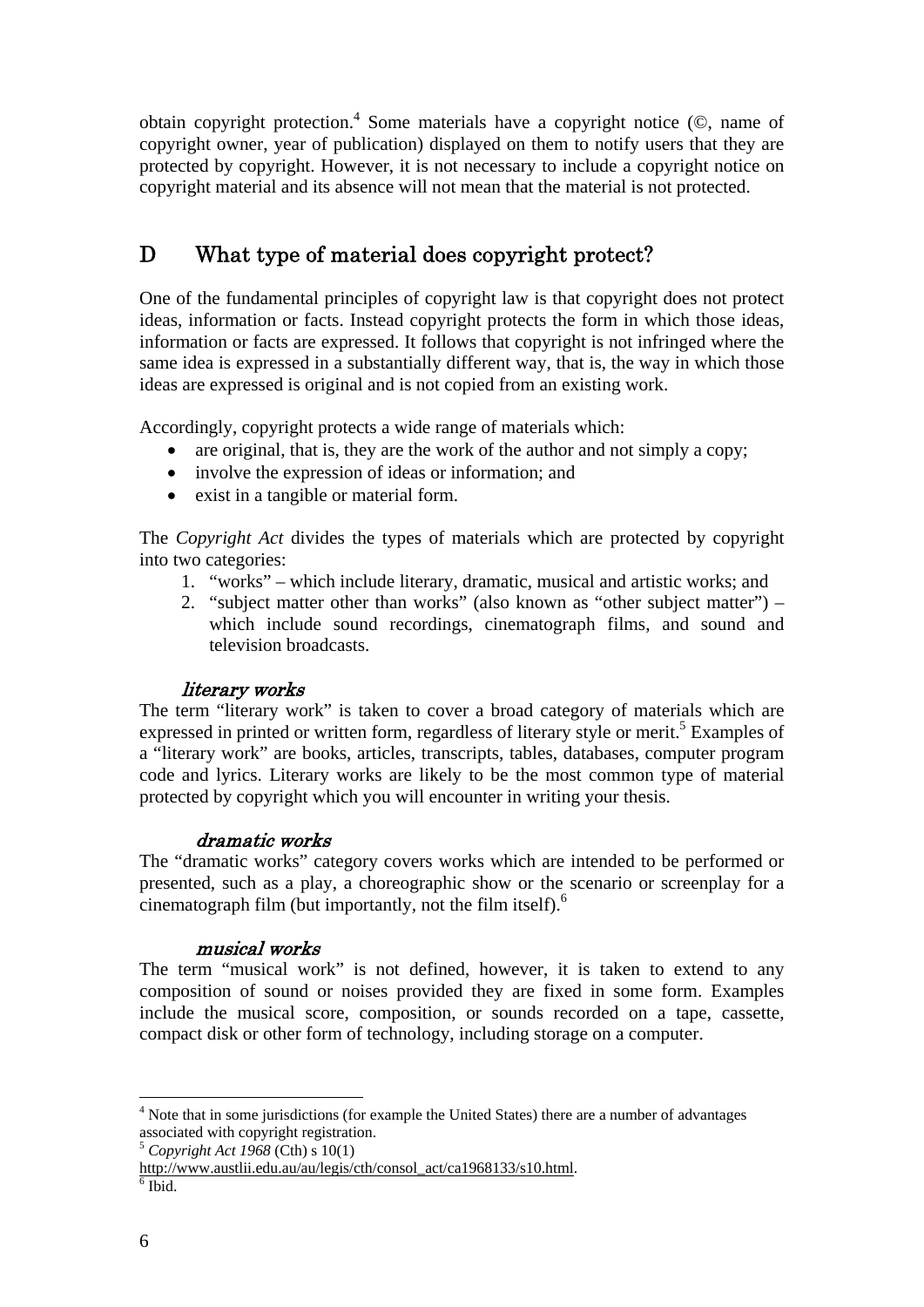obtain copyright protection.[4] Some materials have a copyright notice (©, name of copyright owner, year of publication) displayed on them to notify users that they are protected by copyright. However, it is not necessary to include a copyright notice on copyright material and its absence will not mean that the material is not protected.

## D What type of material does copyright protect?

One of the fundamental principles of copyright law is that copyright does not protect ideas, information or facts. Instead copyright protects the form in which those ideas, information or facts are expressed. It follows that copyright is not infringed where the same idea is expressed in a substantially different way, that is, the way in which those ideas are expressed is original and is not copied from an existing work.

Accordingly, copyright protects a wide range of materials which:

- are original, that is, they are the work of the author and not simply a copy;
- involve the expression of ideas or information; and
- exist in a tangible or material form.

The *Copyright Act* divides the types of materials which are protected by copyright into two categories:

1. "works" – which include literary, dramatic, musical and artistic works; and
2. "subject matter other than works" (also known as "other subject matter") – which include sound recordings, cinematograph films, and sound and television broadcasts.

### *literary works*

The term "literary work" is taken to cover a broad category of materials which are expressed in printed or written form, regardless of literary style or merit.[5] Examples of a "literary work" are books, articles, transcripts, tables, databases, computer program code and lyrics. Literary works are likely to be the most common type of material protected by copyright which you will encounter in writing your thesis.

### *dramatic works*

The "dramatic works" category covers works which are intended to be performed or presented, such as a play, a choreographic show or the scenario or screenplay for a cinematograph film (but importantly, not the film itself).[6]

### *musical works*

The term "musical work" is not defined, however, it is taken to extend to any composition of sound or noises provided they are fixed in some form. Examples include the musical score, composition, or sounds recorded on a tape, cassette, compact disk or other form of technology, including storage on a computer.

---

[4] Note that in some jurisdictions (for example the United States) there are a number of advantages associated with copyright registration.

[5] *Copyright Act 1968* (Cth) s 10(1) http://www.austlii.edu.au/au/legis/cth/consol_act/ca1968133/s10.html.

[6] Ibid.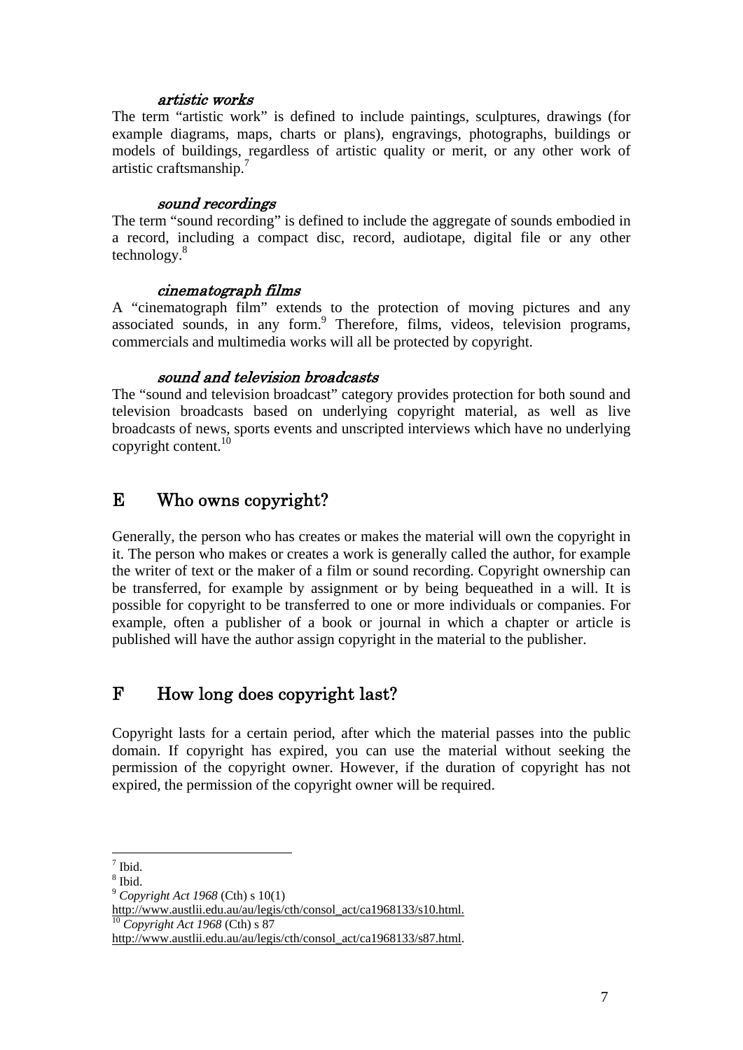#### *artistic works*

The term "artistic work" is defined to include paintings, sculptures, drawings (for example diagrams, maps, charts or plans), engravings, photographs, buildings or models of buildings, regardless of artistic quality or merit, or any other work of artistic craftsmanship.[7]

#### *sound recordings*

The term "sound recording" is defined to include the aggregate of sounds embodied in a record, including a compact disc, record, audiotape, digital file or any other technology.[8]

#### *cinematograph films*

A "cinematograph film" extends to the protection of moving pictures and any associated sounds, in any form.[9] Therefore, films, videos, television programs, commercials and multimedia works will all be protected by copyright.

#### *sound and television broadcasts*

The "sound and television broadcast" category provides protection for both sound and television broadcasts based on underlying copyright material, as well as live broadcasts of news, sports events and unscripted interviews which have no underlying copyright content.[10]

## E Who owns copyright?

Generally, the person who has creates or makes the material will own the copyright in it. The person who makes or creates a work is generally called the author, for example the writer of text or the maker of a film or sound recording. Copyright ownership can be transferred, for example by assignment or by being bequeathed in a will. It is possible for copyright to be transferred to one or more individuals or companies. For example, often a publisher of a book or journal in which a chapter or article is published will have the author assign copyright in the material to the publisher.

## F How long does copyright last?

Copyright lasts for a certain period, after which the material passes into the public domain. If copyright has expired, you can use the material without seeking the permission of the copyright owner. However, if the duration of copyright has not expired, the permission of the copyright owner will be required.

---

[7] Ibid.

[8] Ibid.

[9] *Copyright Act 1968* (Cth) s 10(1) http://www.austlii.edu.au/au/legis/cth/consol_act/ca1968133/s10.html.

[10] *Copyright Act 1968* (Cth) s 87 http://www.austlii.edu.au/au/legis/cth/consol_act/ca1968133/s87.html.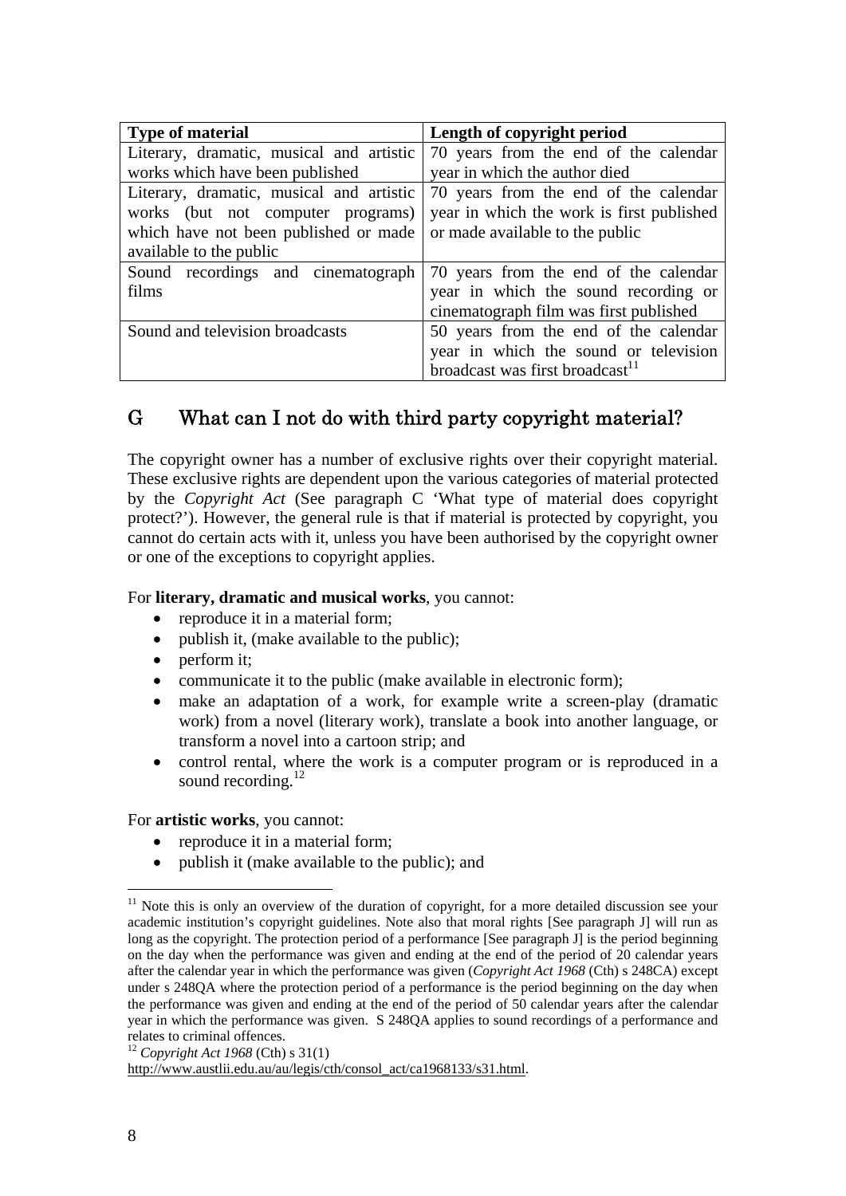| Type of material | Length of copyright period |
| --- | --- |
| Literary, dramatic, musical and artistic works which have been published | 70 years from the end of the calendar year in which the author died |
| Literary, dramatic, musical and artistic works (but not computer programs) which have not been published or made available to the public | 70 years from the end of the calendar year in which the work is first published or made available to the public |
| Sound recordings and cinematograph films | 70 years from the end of the calendar year in which the sound recording or cinematograph film was first published |
| Sound and television broadcasts | 50 years from the end of the calendar year in which the sound or television broadcast was first broadcast[11] |

## G What can I not do with third party copyright material?

The copyright owner has a number of exclusive rights over their copyright material. These exclusive rights are dependent upon the various categories of material protected by the *Copyright Act* (See paragraph C 'What type of material does copyright protect?'). However, the general rule is that if material is protected by copyright, you cannot do certain acts with it, unless you have been authorised by the copyright owner or one of the exceptions to copyright applies.

For **literary, dramatic and musical works**, you cannot:

- reproduce it in a material form;
- publish it, (make available to the public);
- perform it;
- communicate it to the public (make available in electronic form);
- make an adaptation of a work, for example write a screen-play (dramatic work) from a novel (literary work), translate a book into another language, or transform a novel into a cartoon strip; and
- control rental, where the work is a computer program or is reproduced in a sound recording.[12]

For **artistic works**, you cannot:

- reproduce it in a material form;
- publish it (make available to the public); and

---

[11] Note this is only an overview of the duration of copyright, for a more detailed discussion see your academic institution's copyright guidelines. Note also that moral rights [See paragraph J] will run as long as the copyright. The protection period of a performance [See paragraph J] is the period beginning on the day when the performance was given and ending at the end of the period of 20 calendar years after the calendar year in which the performance was given (*Copyright Act 1968* (Cth) s 248CA) except under s 248QA where the protection period of a performance is the period beginning on the day when the performance was given and ending at the end of the period of 50 calendar years after the calendar year in which the performance was given. S 248QA applies to sound recordings of a performance and relates to criminal offences.

[12] *Copyright Act 1968* (Cth) s 31(1) http://www.austlii.edu.au/au/legis/cth/consol_act/ca1968133/s31.html.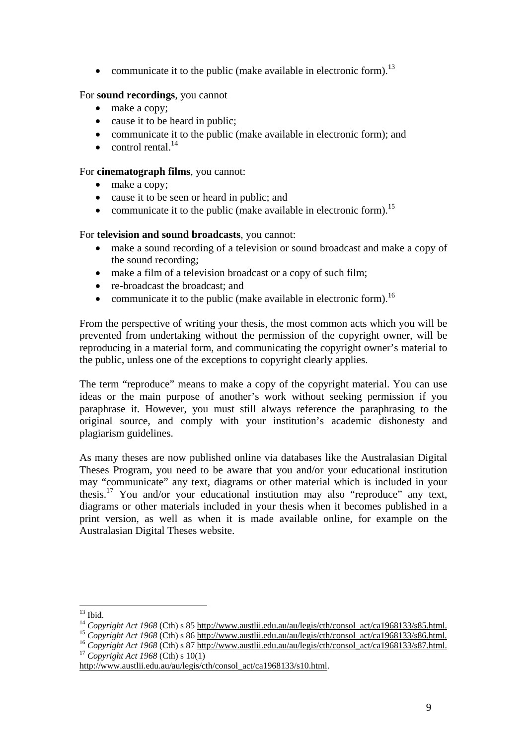- communicate it to the public (make available in electronic form).[13]

For **sound recordings**, you cannot

- make a copy;
- cause it to be heard in public;
- communicate it to the public (make available in electronic form); and
- control rental.[14]

For **cinematograph films**, you cannot:

- make a copy;
- cause it to be seen or heard in public; and
- communicate it to the public (make available in electronic form).[15]

For **television and sound broadcasts**, you cannot:

- make a sound recording of a television or sound broadcast and make a copy of the sound recording;
- make a film of a television broadcast or a copy of such film;
- re-broadcast the broadcast; and
- communicate it to the public (make available in electronic form).[16]

From the perspective of writing your thesis, the most common acts which you will be prevented from undertaking without the permission of the copyright owner, will be reproducing in a material form, and communicating the copyright owner's material to the public, unless one of the exceptions to copyright clearly applies.

The term "reproduce" means to make a copy of the copyright material. You can use ideas or the main purpose of another's work without seeking permission if you paraphrase it. However, you must still always reference the paraphrasing to the original source, and comply with your institution's academic dishonesty and plagiarism guidelines.

As many theses are now published online via databases like the Australasian Digital Theses Program, you need to be aware that you and/or your educational institution may "communicate" any text, diagrams or other material which is included in your thesis.[17] You and/or your educational institution may also "reproduce" any text, diagrams or other materials included in your thesis when it becomes published in a print version, as well as when it is made available online, for example on the Australasian Digital Theses website.

---

[13] Ibid.

[14] *Copyright Act 1968* (Cth) s 85 http://www.austlii.edu.au/au/legis/cth/consol_act/ca1968133/s85.html.

[15] *Copyright Act 1968* (Cth) s 86 http://www.austlii.edu.au/au/legis/cth/consol_act/ca1968133/s86.html.

[16] *Copyright Act 1968* (Cth) s 87 http://www.austlii.edu.au/au/legis/cth/consol_act/ca1968133/s87.html.

[17] *Copyright Act 1968* (Cth) s 10(1) http://www.austlii.edu.au/au/legis/cth/consol_act/ca1968133/s10.html.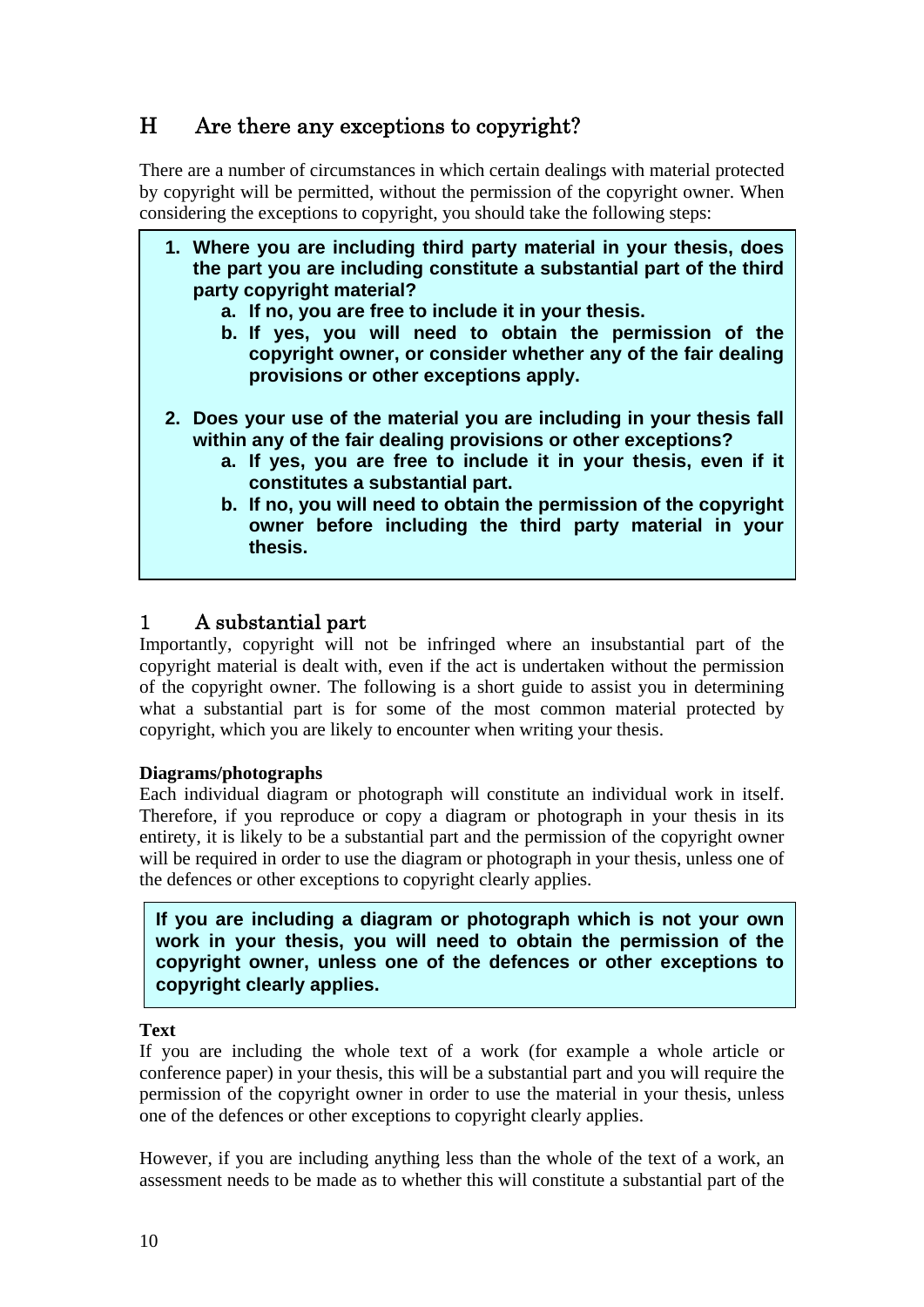## H Are there any exceptions to copyright?

There are a number of circumstances in which certain dealings with material protected by copyright will be permitted, without the permission of the copyright owner. When considering the exceptions to copyright, you should take the following steps:

> 1. **Where you are including third party material in your thesis, does the part you are including constitute a substantial part of the third party copyright material?**
>    a. **If no, you are free to include it in your thesis.**
>    b. **If yes, you will need to obtain the permission of the copyright owner, or consider whether any of the fair dealing provisions or other exceptions apply.**
>
> 2. **Does your use of the material you are including in your thesis fall within any of the fair dealing provisions or other exceptions?**
>    a. **If yes, you are free to include it in your thesis, even if it constitutes a substantial part.**
>    b. **If no, you will need to obtain the permission of the copyright owner before including the third party material in your thesis.**

### 1 A substantial part

Importantly, copyright will not be infringed where an insubstantial part of the copyright material is dealt with, even if the act is undertaken without the permission of the copyright owner. The following is a short guide to assist you in determining what a substantial part is for some of the most common material protected by copyright, which you are likely to encounter when writing your thesis.

**Diagrams/photographs**

Each individual diagram or photograph will constitute an individual work in itself. Therefore, if you reproduce or copy a diagram or photograph in your thesis in its entirety, it is likely to be a substantial part and the permission of the copyright owner will be required in order to use the diagram or photograph in your thesis, unless one of the defences or other exceptions to copyright clearly applies.

> **If you are including a diagram or photograph which is not your own work in your thesis, you will need to obtain the permission of the copyright owner, unless one of the defences or other exceptions to copyright clearly applies.**

**Text**

If you are including the whole text of a work (for example a whole article or conference paper) in your thesis, this will be a substantial part and you will require the permission of the copyright owner in order to use the material in your thesis, unless one of the defences or other exceptions to copyright clearly applies.

However, if you are including anything less than the whole of the text of a work, an assessment needs to be made as to whether this will constitute a substantial part of the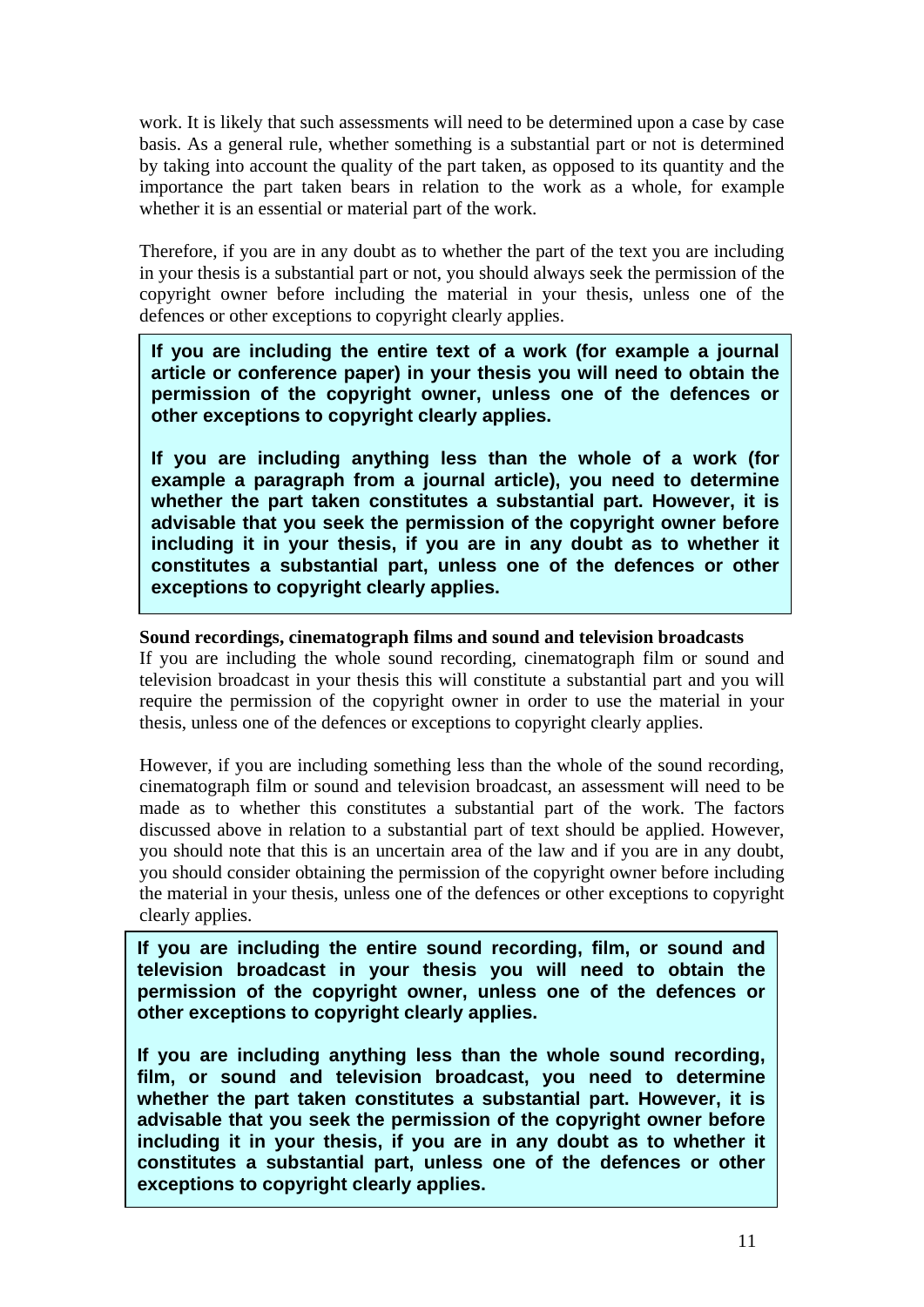work. It is likely that such assessments will need to be determined upon a case by case basis. As a general rule, whether something is a substantial part or not is determined by taking into account the quality of the part taken, as opposed to its quantity and the importance the part taken bears in relation to the work as a whole, for example whether it is an essential or material part of the work.

Therefore, if you are in any doubt as to whether the part of the text you are including in your thesis is a substantial part or not, you should always seek the permission of the copyright owner before including the material in your thesis, unless one of the defences or other exceptions to copyright clearly applies.

> **If you are including the entire text of a work (for example a journal article or conference paper) in your thesis you will need to obtain the permission of the copyright owner, unless one of the defences or other exceptions to copyright clearly applies.**
>
> **If you are including anything less than the whole of a work (for example a paragraph from a journal article), you need to determine whether the part taken constitutes a substantial part. However, it is advisable that you seek the permission of the copyright owner before including it in your thesis, if you are in any doubt as to whether it constitutes a substantial part, unless one of the defences or other exceptions to copyright clearly applies.**

**Sound recordings, cinematograph films and sound and television broadcasts**

If you are including the whole sound recording, cinematograph film or sound and television broadcast in your thesis this will constitute a substantial part and you will require the permission of the copyright owner in order to use the material in your thesis, unless one of the defences or exceptions to copyright clearly applies.

However, if you are including something less than the whole of the sound recording, cinematograph film or sound and television broadcast, an assessment will need to be made as to whether this constitutes a substantial part of the work. The factors discussed above in relation to a substantial part of text should be applied. However, you should note that this is an uncertain area of the law and if you are in any doubt, you should consider obtaining the permission of the copyright owner before including the material in your thesis, unless one of the defences or other exceptions to copyright clearly applies.

> **If you are including the entire sound recording, film, or sound and television broadcast in your thesis you will need to obtain the permission of the copyright owner, unless one of the defences or other exceptions to copyright clearly applies.**
>
> **If you are including anything less than the whole sound recording, film, or sound and television broadcast, you need to determine whether the part taken constitutes a substantial part. However, it is advisable that you seek the permission of the copyright owner before including it in your thesis, if you are in any doubt as to whether it constitutes a substantial part, unless one of the defences or other exceptions to copyright clearly applies.**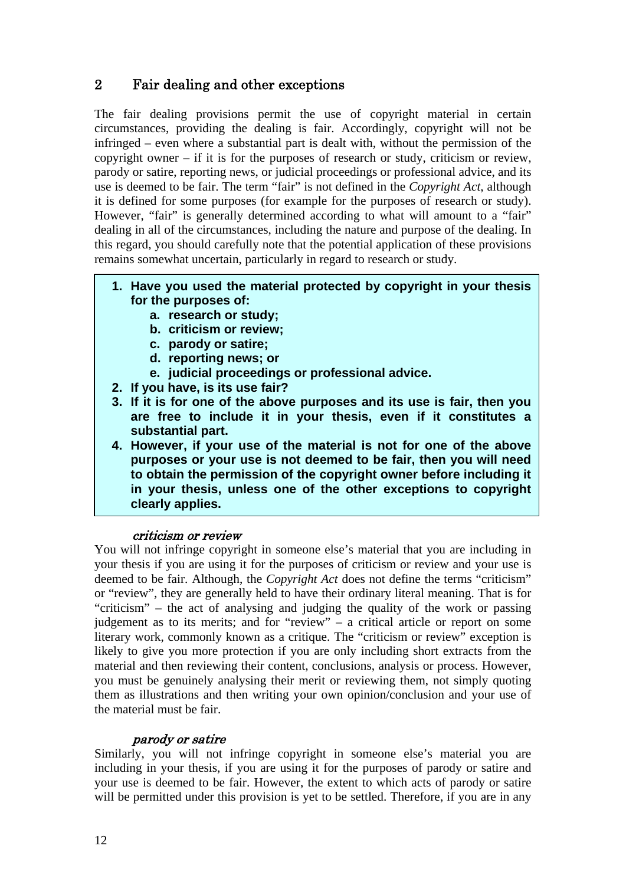## 2 Fair dealing and other exceptions

The fair dealing provisions permit the use of copyright material in certain circumstances, providing the dealing is fair. Accordingly, copyright will not be infringed – even where a substantial part is dealt with, without the permission of the copyright owner – if it is for the purposes of research or study, criticism or review, parody or satire, reporting news, or judicial proceedings or professional advice, and its use is deemed to be fair. The term "fair" is not defined in the *Copyright Act*, although it is defined for some purposes (for example for the purposes of research or study). However, "fair" is generally determined according to what will amount to a "fair" dealing in all of the circumstances, including the nature and purpose of the dealing. In this regard, you should carefully note that the potential application of these provisions remains somewhat uncertain, particularly in regard to research or study.

1. **Have you used the material protected by copyright in your thesis for the purposes of:**
   a. **research or study;**
   b. **criticism or review;**
   c. **parody or satire;**
   d. **reporting news; or**
   e. **judicial proceedings or professional advice.**
2. **If you have, is its use fair?**
3. **If it is for one of the above purposes and its use is fair, then you are free to include it in your thesis, even if it constitutes a substantial part.**
4. **However, if your use of the material is not for one of the above purposes or your use is not deemed to be fair, then you will need to obtain the permission of the copyright owner before including it in your thesis, unless one of the other exceptions to copyright clearly applies.**

*criticism or review*

You will not infringe copyright in someone else's material that you are including in your thesis if you are using it for the purposes of criticism or review and your use is deemed to be fair. Although, the *Copyright Act* does not define the terms "criticism" or "review", they are generally held to have their ordinary literal meaning. That is for "criticism" – the act of analysing and judging the quality of the work or passing judgement as to its merits; and for "review" – a critical article or report on some literary work, commonly known as a critique. The "criticism or review" exception is likely to give you more protection if you are only including short extracts from the material and then reviewing their content, conclusions, analysis or process. However, you must be genuinely analysing their merit or reviewing them, not simply quoting them as illustrations and then writing your own opinion/conclusion and your use of the material must be fair.

*parody or satire*

Similarly, you will not infringe copyright in someone else's material you are including in your thesis, if you are using it for the purposes of parody or satire and your use is deemed to be fair. However, the extent to which acts of parody or satire will be permitted under this provision is yet to be settled. Therefore, if you are in any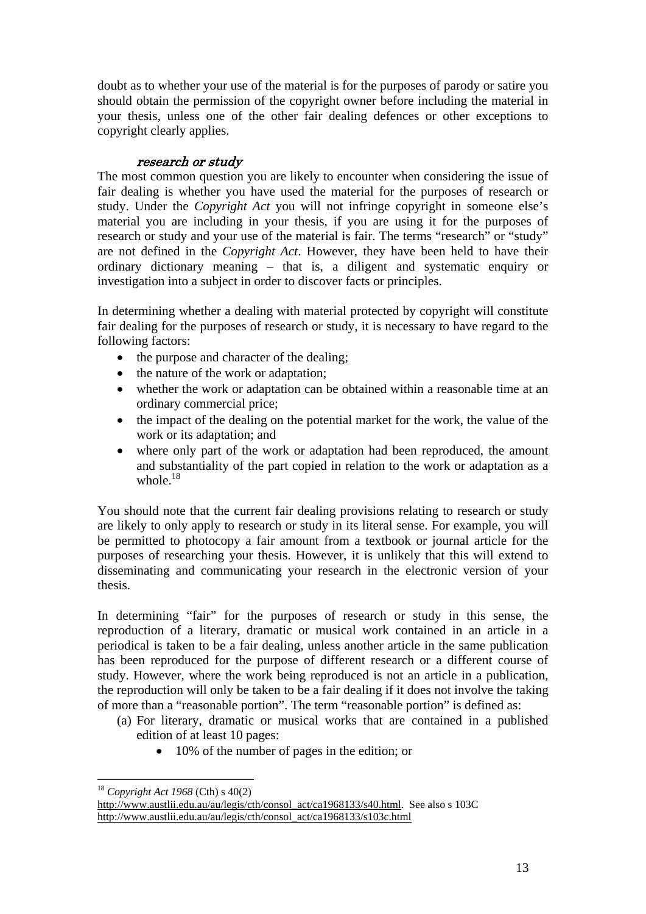doubt as to whether your use of the material is for the purposes of parody or satire you should obtain the permission of the copyright owner before including the material in your thesis, unless one of the other fair dealing defences or other exceptions to copyright clearly applies.

#### *research or study*

The most common question you are likely to encounter when considering the issue of fair dealing is whether you have used the material for the purposes of research or study. Under the *Copyright Act* you will not infringe copyright in someone else's material you are including in your thesis, if you are using it for the purposes of research or study and your use of the material is fair. The terms "research" or "study" are not defined in the *Copyright Act*. However, they have been held to have their ordinary dictionary meaning – that is, a diligent and systematic enquiry or investigation into a subject in order to discover facts or principles.

In determining whether a dealing with material protected by copyright will constitute fair dealing for the purposes of research or study, it is necessary to have regard to the following factors:

- the purpose and character of the dealing;
- the nature of the work or adaptation;
- whether the work or adaptation can be obtained within a reasonable time at an ordinary commercial price;
- the impact of the dealing on the potential market for the work, the value of the work or its adaptation; and
- where only part of the work or adaptation had been reproduced, the amount and substantiality of the part copied in relation to the work or adaptation as a whole.[18]

You should note that the current fair dealing provisions relating to research or study are likely to only apply to research or study in its literal sense. For example, you will be permitted to photocopy a fair amount from a textbook or journal article for the purposes of researching your thesis. However, it is unlikely that this will extend to disseminating and communicating your research in the electronic version of your thesis.

In determining "fair" for the purposes of research or study in this sense, the reproduction of a literary, dramatic or musical work contained in an article in a periodical is taken to be a fair dealing, unless another article in the same publication has been reproduced for the purpose of different research or a different course of study. However, where the work being reproduced is not an article in a publication, the reproduction will only be taken to be a fair dealing if it does not involve the taking of more than a "reasonable portion". The term "reasonable portion" is defined as:

(a) For literary, dramatic or musical works that are contained in a published edition of at least 10 pages:
   - 10% of the number of pages in the edition; or

---

[18] *Copyright Act 1968* (Cth) s 40(2) http://www.austlii.edu.au/au/legis/cth/consol_act/ca1968133/s40.html. See also s 103C http://www.austlii.edu.au/au/legis/cth/consol_act/ca1968133/s103c.html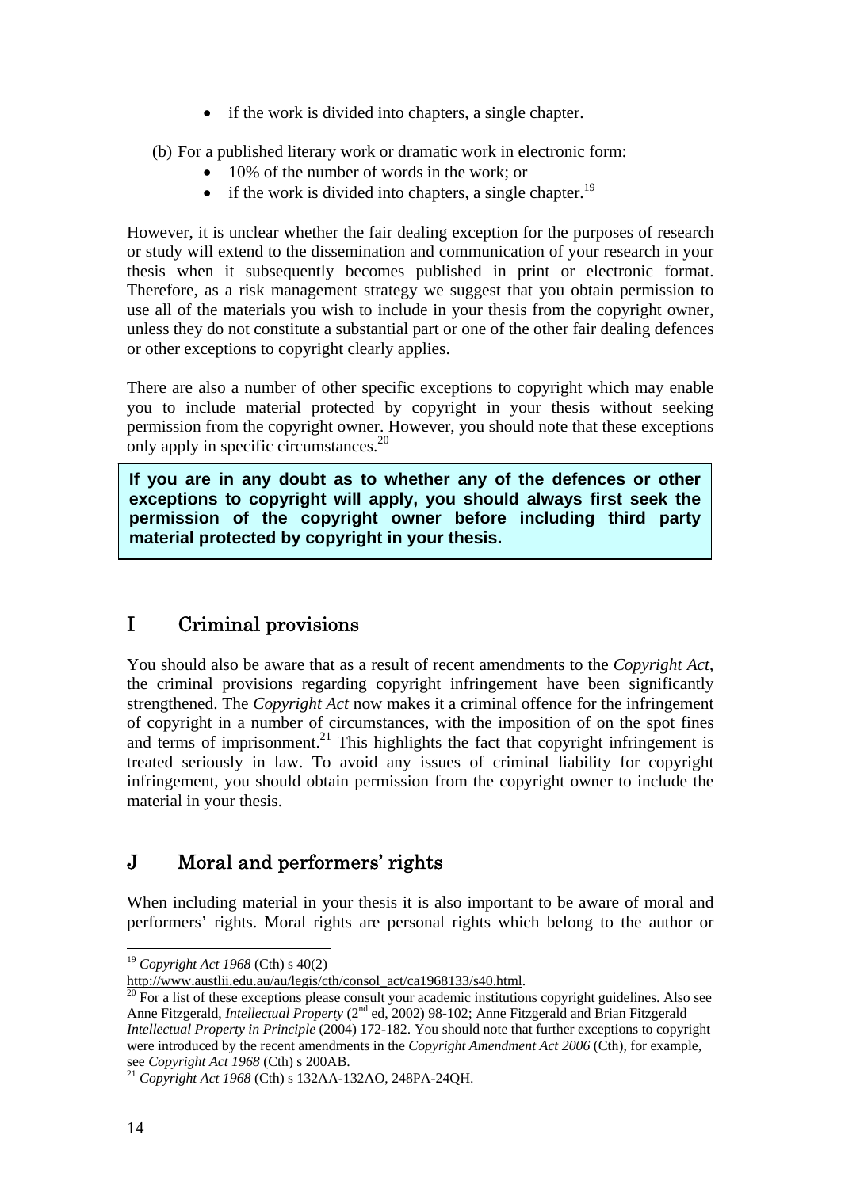- if the work is divided into chapters, a single chapter.

(b) For a published literary work or dramatic work in electronic form:

- 10% of the number of words in the work; or
- if the work is divided into chapters, a single chapter.[19]

However, it is unclear whether the fair dealing exception for the purposes of research or study will extend to the dissemination and communication of your research in your thesis when it subsequently becomes published in print or electronic format. Therefore, as a risk management strategy we suggest that you obtain permission to use all of the materials you wish to include in your thesis from the copyright owner, unless they do not constitute a substantial part or one of the other fair dealing defences or other exceptions to copyright clearly applies.

There are also a number of other specific exceptions to copyright which may enable you to include material protected by copyright in your thesis without seeking permission from the copyright owner. However, you should note that these exceptions only apply in specific circumstances.[20]

> **If you are in any doubt as to whether any of the defences or other exceptions to copyright will apply, you should always first seek the permission of the copyright owner before including third party material protected by copyright in your thesis.**

## I Criminal provisions

You should also be aware that as a result of recent amendments to the *Copyright Act*, the criminal provisions regarding copyright infringement have been significantly strengthened. The *Copyright Act* now makes it a criminal offence for the infringement of copyright in a number of circumstances, with the imposition of on the spot fines and terms of imprisonment.[21] This highlights the fact that copyright infringement is treated seriously in law. To avoid any issues of criminal liability for copyright infringement, you should obtain permission from the copyright owner to include the material in your thesis.

## J Moral and performers' rights

When including material in your thesis it is also important to be aware of moral and performers' rights. Moral rights are personal rights which belong to the author or

---

[19] *Copyright Act 1968* (Cth) s 40(2) http://www.austlii.edu.au/au/legis/cth/consol_act/ca1968133/s40.html.

[20] For a list of these exceptions please consult your academic institutions copyright guidelines. Also see Anne Fitzgerald, *Intellectual Property* (2nd ed, 2002) 98-102; Anne Fitzgerald and Brian Fitzgerald *Intellectual Property in Principle* (2004) 172-182. You should note that further exceptions to copyright were introduced by the recent amendments in the *Copyright Amendment Act 2006* (Cth), for example, see *Copyright Act 1968* (Cth) s 200AB.

[21] *Copyright Act 1968* (Cth) s 132AA-132AO, 248PA-24QH.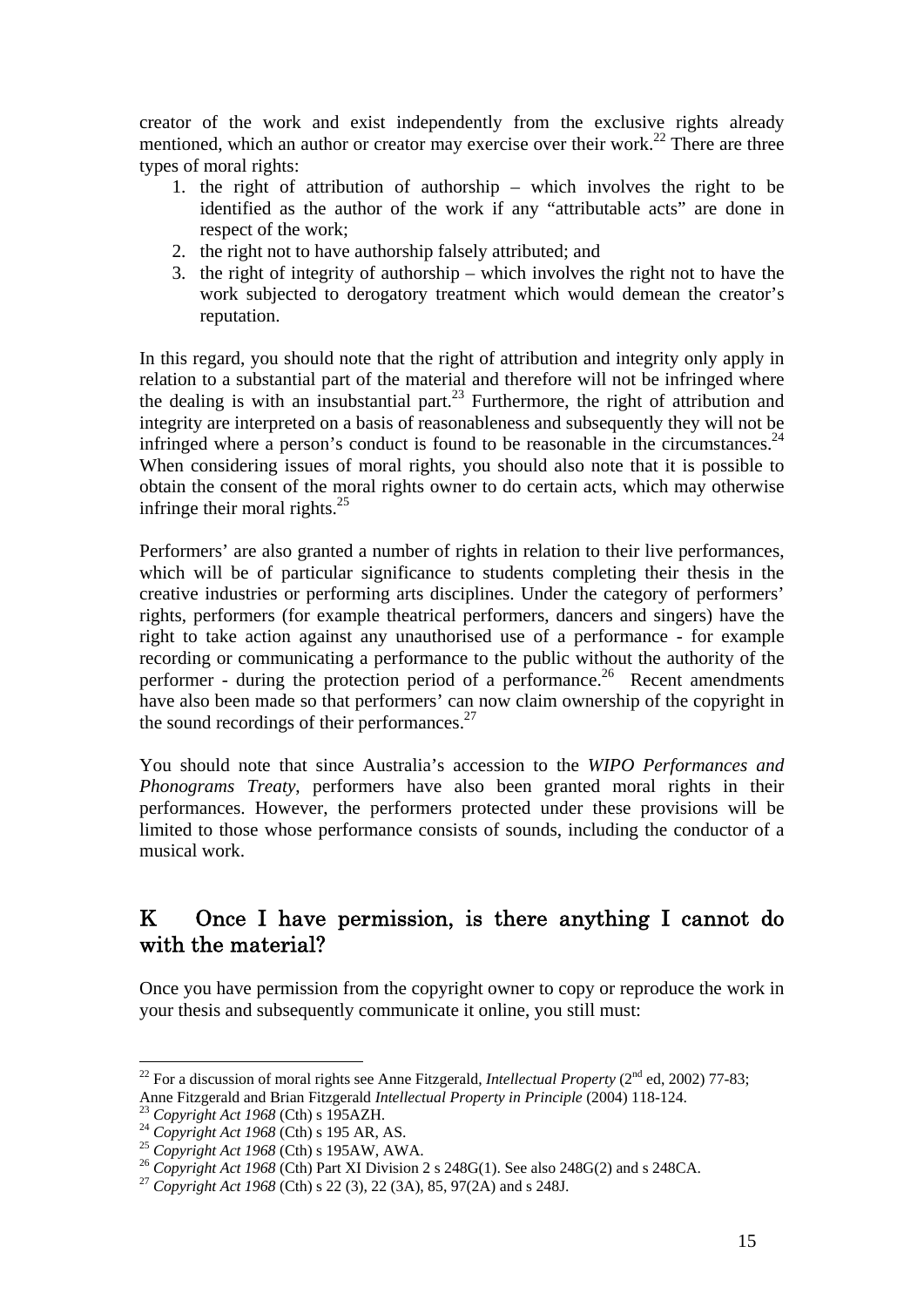creator of the work and exist independently from the exclusive rights already mentioned, which an author or creator may exercise over their work.[22] There are three types of moral rights:

1. the right of attribution of authorship – which involves the right to be identified as the author of the work if any "attributable acts" are done in respect of the work;
2. the right not to have authorship falsely attributed; and
3. the right of integrity of authorship – which involves the right not to have the work subjected to derogatory treatment which would demean the creator's reputation.

In this regard, you should note that the right of attribution and integrity only apply in relation to a substantial part of the material and therefore will not be infringed where the dealing is with an insubstantial part.[23] Furthermore, the right of attribution and integrity are interpreted on a basis of reasonableness and subsequently they will not be infringed where a person's conduct is found to be reasonable in the circumstances.[24] When considering issues of moral rights, you should also note that it is possible to obtain the consent of the moral rights owner to do certain acts, which may otherwise infringe their moral rights.[25]

Performers' are also granted a number of rights in relation to their live performances, which will be of particular significance to students completing their thesis in the creative industries or performing arts disciplines. Under the category of performers' rights, performers (for example theatrical performers, dancers and singers) have the right to take action against any unauthorised use of a performance - for example recording or communicating a performance to the public without the authority of the performer - during the protection period of a performance.[26] Recent amendments have also been made so that performers' can now claim ownership of the copyright in the sound recordings of their performances.[27]

You should note that since Australia's accession to the *WIPO Performances and Phonograms Treaty*, performers have also been granted moral rights in their performances. However, the performers protected under these provisions will be limited to those whose performance consists of sounds, including the conductor of a musical work.

## K Once I have permission, is there anything I cannot do with the material?

Once you have permission from the copyright owner to copy or reproduce the work in your thesis and subsequently communicate it online, you still must:

---

[22] For a discussion of moral rights see Anne Fitzgerald, *Intellectual Property* (2nd ed, 2002) 77-83; Anne Fitzgerald and Brian Fitzgerald *Intellectual Property in Principle* (2004) 118-124.

[23] *Copyright Act 1968* (Cth) s 195AZH.

[24] *Copyright Act 1968* (Cth) s 195 AR, AS.

[25] *Copyright Act 1968* (Cth) s 195AW, AWA.

[26] *Copyright Act 1968* (Cth) Part XI Division 2 s 248G(1). See also 248G(2) and s 248CA.

[27] *Copyright Act 1968* (Cth) s 22 (3), 22 (3A), 85, 97(2A) and s 248J.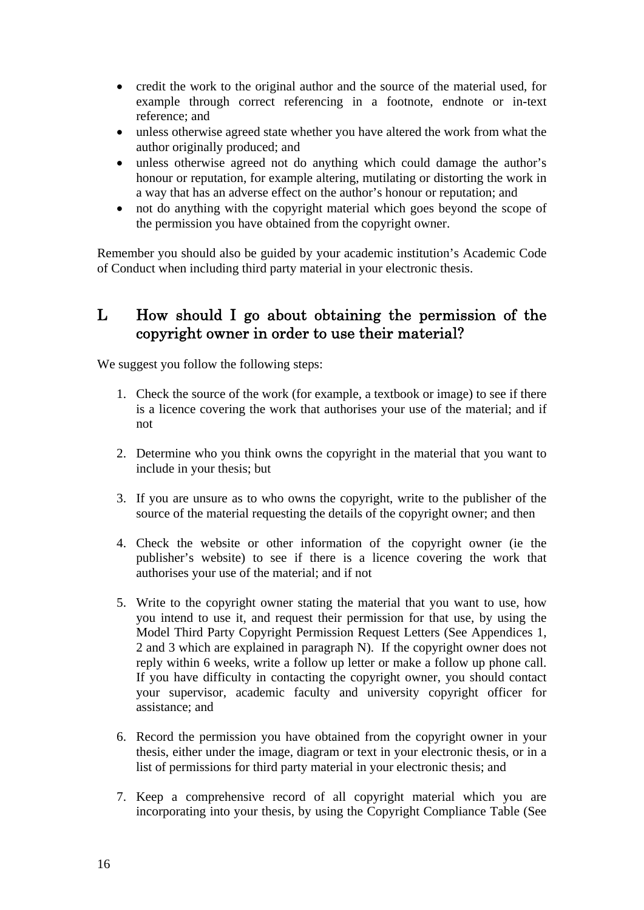- credit the work to the original author and the source of the material used, for example through correct referencing in a footnote, endnote or in-text reference; and
- unless otherwise agreed state whether you have altered the work from what the author originally produced; and
- unless otherwise agreed not do anything which could damage the author's honour or reputation, for example altering, mutilating or distorting the work in a way that has an adverse effect on the author's honour or reputation; and
- not do anything with the copyright material which goes beyond the scope of the permission you have obtained from the copyright owner.

Remember you should also be guided by your academic institution's Academic Code of Conduct when including third party material in your electronic thesis.

## L How should I go about obtaining the permission of the copyright owner in order to use their material?

We suggest you follow the following steps:

1. Check the source of the work (for example, a textbook or image) to see if there is a licence covering the work that authorises your use of the material; and if not

2. Determine who you think owns the copyright in the material that you want to include in your thesis; but

3. If you are unsure as to who owns the copyright, write to the publisher of the source of the material requesting the details of the copyright owner; and then

4. Check the website or other information of the copyright owner (ie the publisher's website) to see if there is a licence covering the work that authorises your use of the material; and if not

5. Write to the copyright owner stating the material that you want to use, how you intend to use it, and request their permission for that use, by using the Model Third Party Copyright Permission Request Letters (See Appendices 1, 2 and 3 which are explained in paragraph N). If the copyright owner does not reply within 6 weeks, write a follow up letter or make a follow up phone call. If you have difficulty in contacting the copyright owner, you should contact your supervisor, academic faculty and university copyright officer for assistance; and

6. Record the permission you have obtained from the copyright owner in your thesis, either under the image, diagram or text in your electronic thesis, or in a list of permissions for third party material in your electronic thesis; and

7. Keep a comprehensive record of all copyright material which you are incorporating into your thesis, by using the Copyright Compliance Table (See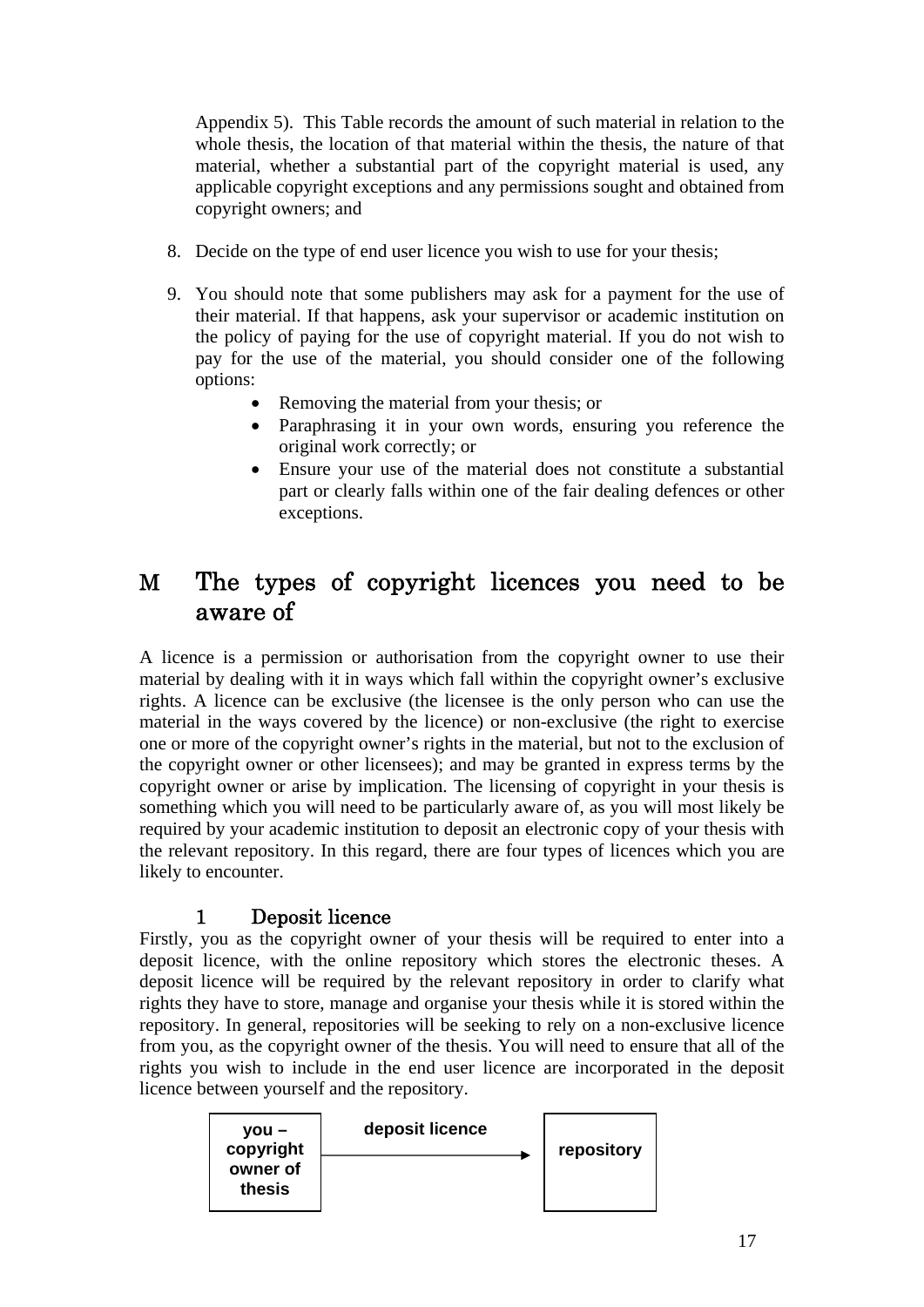Appendix 5). This Table records the amount of such material in relation to the whole thesis, the location of that material within the thesis, the nature of that material, whether a substantial part of the copyright material is used, any applicable copyright exceptions and any permissions sought and obtained from copyright owners; and

8. Decide on the type of end user licence you wish to use for your thesis;

9. You should note that some publishers may ask for a payment for the use of their material. If that happens, ask your supervisor or academic institution on the policy of paying for the use of copyright material. If you do not wish to pay for the use of the material, you should consider one of the following options:
   - Removing the material from your thesis; or
   - Paraphrasing it in your own words, ensuring you reference the original work correctly; or
   - Ensure your use of the material does not constitute a substantial part or clearly falls within one of the fair dealing defences or other exceptions.

## M The types of copyright licences you need to be aware of

A licence is a permission or authorisation from the copyright owner to use their material by dealing with it in ways which fall within the copyright owner's exclusive rights. A licence can be exclusive (the licensee is the only person who can use the material in the ways covered by the licence) or non-exclusive (the right to exercise one or more of the copyright owner's rights in the material, but not to the exclusion of the copyright owner or other licensees); and may be granted in express terms by the copyright owner or arise by implication. The licensing of copyright in your thesis is something which you will need to be particularly aware of, as you will most likely be required by your academic institution to deposit an electronic copy of your thesis with the relevant repository. In this regard, there are four types of licences which you are likely to encounter.

### 1 Deposit licence

Firstly, you as the copyright owner of your thesis will be required to enter into a deposit licence, with the online repository which stores the electronic theses. A deposit licence will be required by the relevant repository in order to clarify what rights they have to store, manage and organise your thesis while it is stored within the repository. In general, repositories will be seeking to rely on a non-exclusive licence from you, as the copyright owner of the thesis. You will need to ensure that all of the rights you wish to include in the end user licence are incorporated in the deposit licence between yourself and the repository.

**you – copyright owner of thesis** —— **deposit licence** ——> **repository**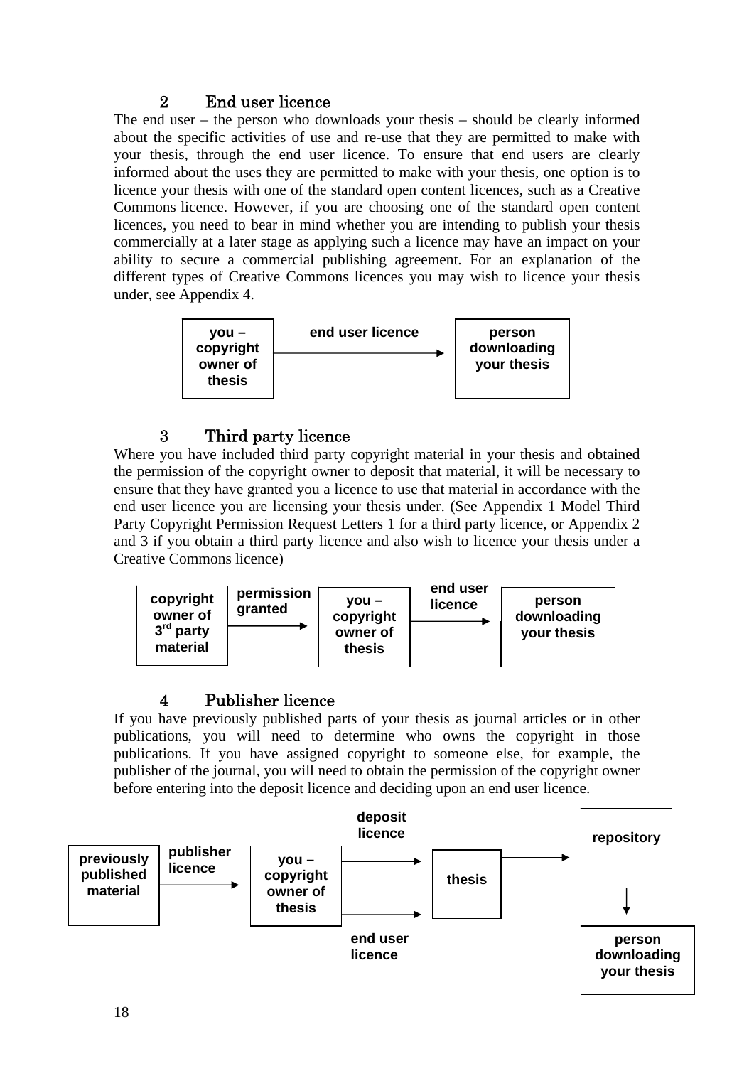## 2 End user licence

The end user – the person who downloads your thesis – should be clearly informed about the specific activities of use and re-use that they are permitted to make with your thesis, through the end user licence. To ensure that end users are clearly informed about the uses they are permitted to make with your thesis, one option is to licence your thesis with one of the standard open content licences, such as a Creative Commons licence. However, if you are choosing one of the standard open content licences, you need to bear in mind whether you are intending to publish your thesis commercially at a later stage as applying such a licence may have an impact on your ability to secure a commercial publishing agreement. For an explanation of the different types of Creative Commons licences you may wish to licence your thesis under, see Appendix 4.

**you – copyright owner of thesis** → **end user licence** → **person downloading your thesis**

## 3 Third party licence

Where you have included third party copyright material in your thesis and obtained the permission of the copyright owner to deposit that material, it will be necessary to ensure that they have granted you a licence to use that material in accordance with the end user licence you are licensing your thesis under. (See Appendix 1 Model Third Party Copyright Permission Request Letters 1 for a third party licence, or Appendix 2 and 3 if you obtain a third party licence and also wish to licence your thesis under a Creative Commons licence)

**copyright owner of 3rd party material** → **permission granted** → **you – copyright owner of thesis** → **end user licence** → **person downloading your thesis**

## 4 Publisher licence

If you have previously published parts of your thesis as journal articles or in other publications, you will need to determine who owns the copyright in those publications. If you have assigned copyright to someone else, for example, the publisher of the journal, you will need to obtain the permission of the copyright owner before entering into the deposit licence and deciding upon an end user licence.

**previously published material** → **publisher licence** → **you – copyright owner of thesis** → **deposit licence** / **end user licence** → **thesis** → **repository** → **person downloading your thesis**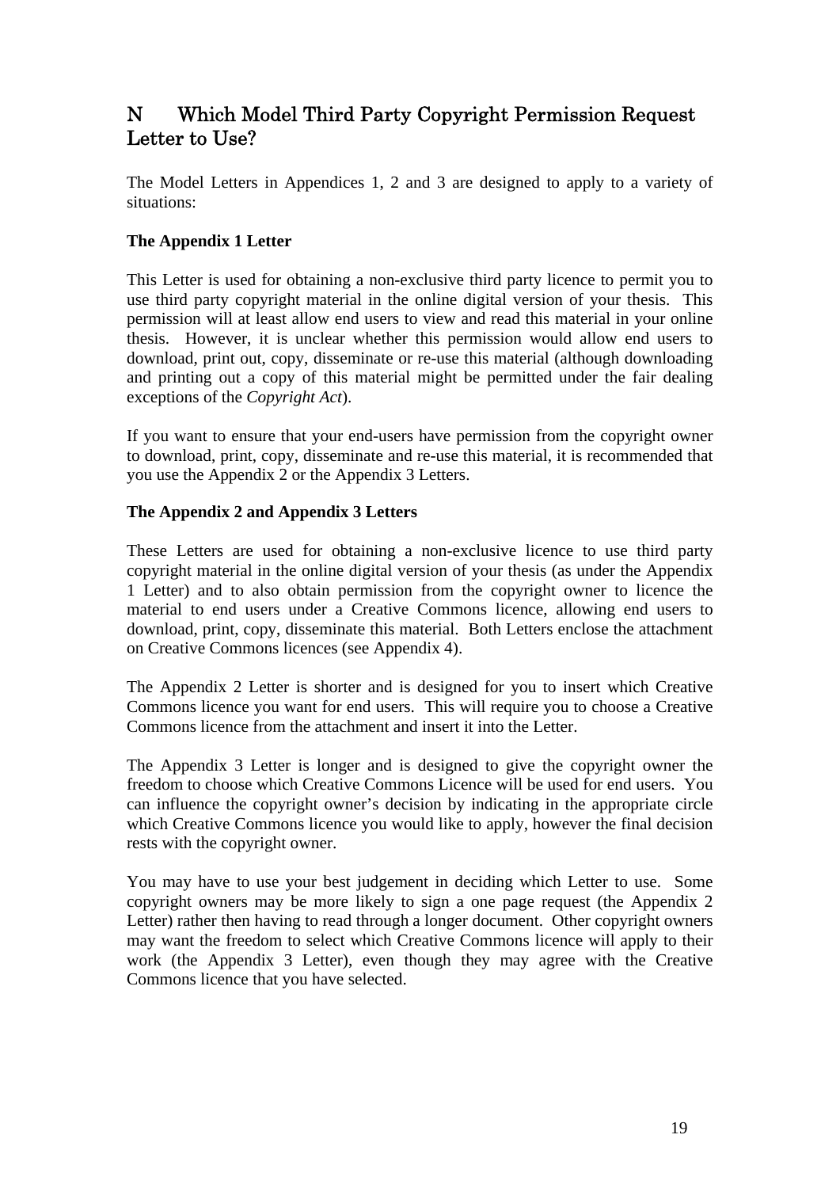## N Which Model Third Party Copyright Permission Request Letter to Use?

The Model Letters in Appendices 1, 2 and 3 are designed to apply to a variety of situations:

**The Appendix 1 Letter**

This Letter is used for obtaining a non-exclusive third party licence to permit you to use third party copyright material in the online digital version of your thesis. This permission will at least allow end users to view and read this material in your online thesis. However, it is unclear whether this permission would allow end users to download, print out, copy, disseminate or re-use this material (although downloading and printing out a copy of this material might be permitted under the fair dealing exceptions of the *Copyright Act*).

If you want to ensure that your end-users have permission from the copyright owner to download, print, copy, disseminate and re-use this material, it is recommended that you use the Appendix 2 or the Appendix 3 Letters.

**The Appendix 2 and Appendix 3 Letters**

These Letters are used for obtaining a non-exclusive licence to use third party copyright material in the online digital version of your thesis (as under the Appendix 1 Letter) and to also obtain permission from the copyright owner to licence the material to end users under a Creative Commons licence, allowing end users to download, print, copy, disseminate this material. Both Letters enclose the attachment on Creative Commons licences (see Appendix 4).

The Appendix 2 Letter is shorter and is designed for you to insert which Creative Commons licence you want for end users. This will require you to choose a Creative Commons licence from the attachment and insert it into the Letter.

The Appendix 3 Letter is longer and is designed to give the copyright owner the freedom to choose which Creative Commons Licence will be used for end users. You can influence the copyright owner's decision by indicating in the appropriate circle which Creative Commons licence you would like to apply, however the final decision rests with the copyright owner.

You may have to use your best judgement in deciding which Letter to use. Some copyright owners may be more likely to sign a one page request (the Appendix 2 Letter) rather then having to read through a longer document. Other copyright owners may want the freedom to select which Creative Commons licence will apply to their work (the Appendix 3 Letter), even though they may agree with the Creative Commons licence that you have selected.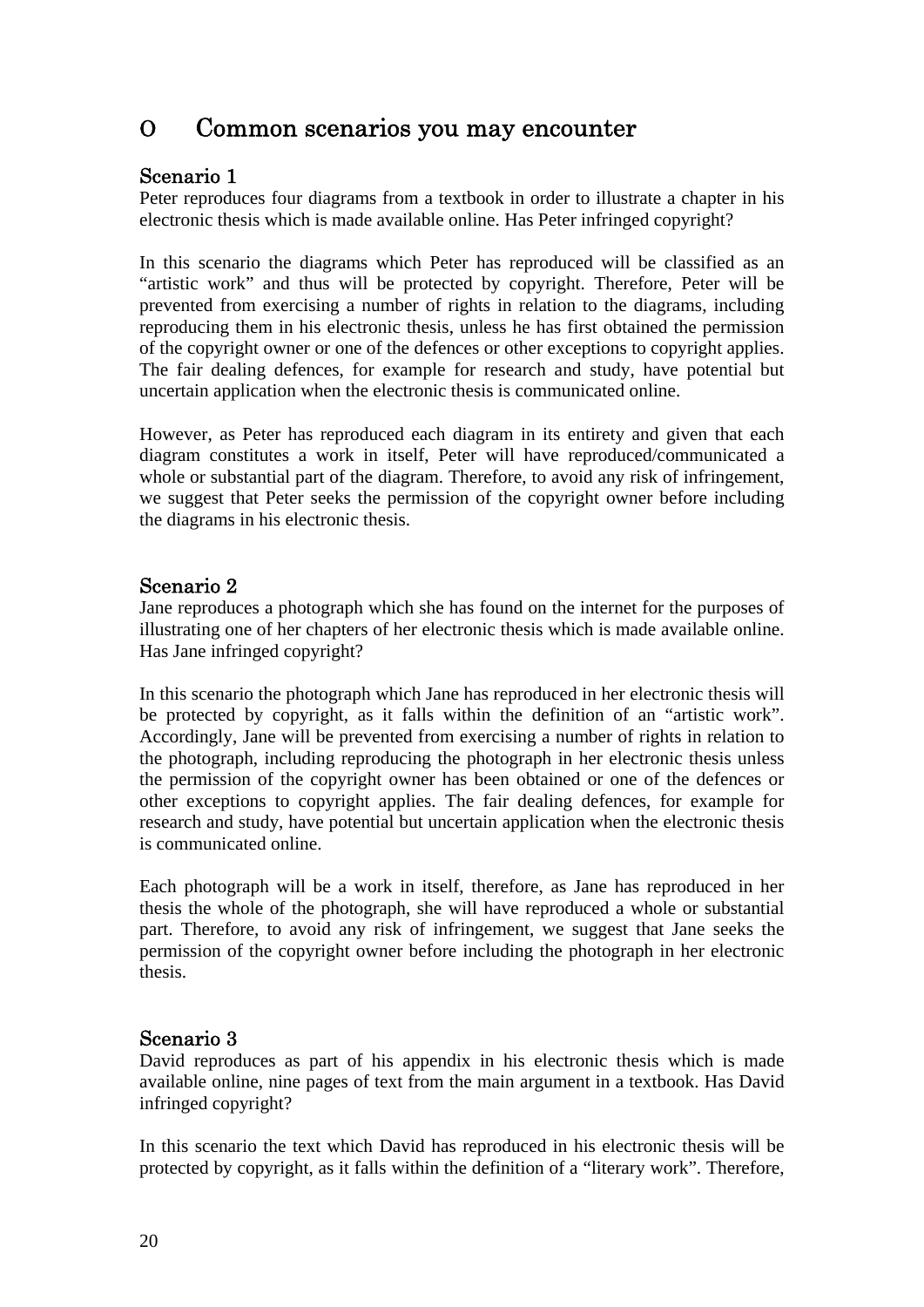## O Common scenarios you may encounter

### Scenario 1

Peter reproduces four diagrams from a textbook in order to illustrate a chapter in his electronic thesis which is made available online. Has Peter infringed copyright?

In this scenario the diagrams which Peter has reproduced will be classified as an "artistic work" and thus will be protected by copyright. Therefore, Peter will be prevented from exercising a number of rights in relation to the diagrams, including reproducing them in his electronic thesis, unless he has first obtained the permission of the copyright owner or one of the defences or other exceptions to copyright applies. The fair dealing defences, for example for research and study, have potential but uncertain application when the electronic thesis is communicated online.

However, as Peter has reproduced each diagram in its entirety and given that each diagram constitutes a work in itself, Peter will have reproduced/communicated a whole or substantial part of the diagram. Therefore, to avoid any risk of infringement, we suggest that Peter seeks the permission of the copyright owner before including the diagrams in his electronic thesis.

### Scenario 2

Jane reproduces a photograph which she has found on the internet for the purposes of illustrating one of her chapters of her electronic thesis which is made available online. Has Jane infringed copyright?

In this scenario the photograph which Jane has reproduced in her electronic thesis will be protected by copyright, as it falls within the definition of an "artistic work". Accordingly, Jane will be prevented from exercising a number of rights in relation to the photograph, including reproducing the photograph in her electronic thesis unless the permission of the copyright owner has been obtained or one of the defences or other exceptions to copyright applies. The fair dealing defences, for example for research and study, have potential but uncertain application when the electronic thesis is communicated online.

Each photograph will be a work in itself, therefore, as Jane has reproduced in her thesis the whole of the photograph, she will have reproduced a whole or substantial part. Therefore, to avoid any risk of infringement, we suggest that Jane seeks the permission of the copyright owner before including the photograph in her electronic thesis.

### Scenario 3

David reproduces as part of his appendix in his electronic thesis which is made available online, nine pages of text from the main argument in a textbook. Has David infringed copyright?

In this scenario the text which David has reproduced in his electronic thesis will be protected by copyright, as it falls within the definition of a "literary work". Therefore,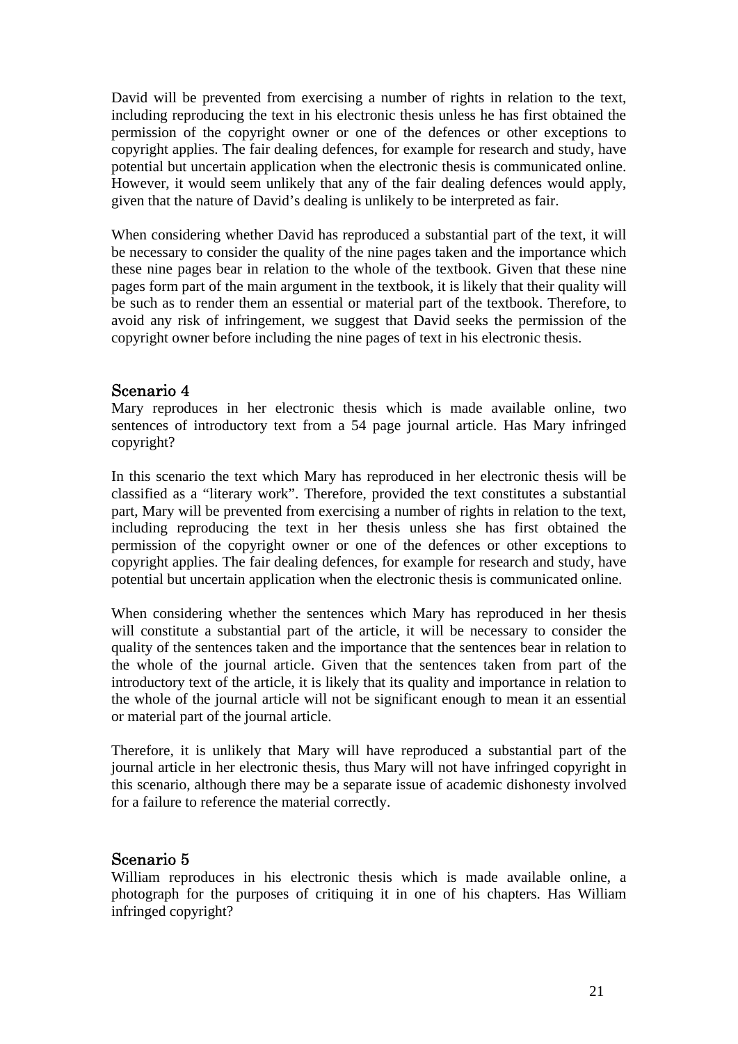David will be prevented from exercising a number of rights in relation to the text, including reproducing the text in his electronic thesis unless he has first obtained the permission of the copyright owner or one of the defences or other exceptions to copyright applies. The fair dealing defences, for example for research and study, have potential but uncertain application when the electronic thesis is communicated online. However, it would seem unlikely that any of the fair dealing defences would apply, given that the nature of David's dealing is unlikely to be interpreted as fair.

When considering whether David has reproduced a substantial part of the text, it will be necessary to consider the quality of the nine pages taken and the importance which these nine pages bear in relation to the whole of the textbook. Given that these nine pages form part of the main argument in the textbook, it is likely that their quality will be such as to render them an essential or material part of the textbook. Therefore, to avoid any risk of infringement, we suggest that David seeks the permission of the copyright owner before including the nine pages of text in his electronic thesis.

## Scenario 4

Mary reproduces in her electronic thesis which is made available online, two sentences of introductory text from a 54 page journal article. Has Mary infringed copyright?

In this scenario the text which Mary has reproduced in her electronic thesis will be classified as a "literary work". Therefore, provided the text constitutes a substantial part, Mary will be prevented from exercising a number of rights in relation to the text, including reproducing the text in her thesis unless she has first obtained the permission of the copyright owner or one of the defences or other exceptions to copyright applies. The fair dealing defences, for example for research and study, have potential but uncertain application when the electronic thesis is communicated online.

When considering whether the sentences which Mary has reproduced in her thesis will constitute a substantial part of the article, it will be necessary to consider the quality of the sentences taken and the importance that the sentences bear in relation to the whole of the journal article. Given that the sentences taken from part of the introductory text of the article, it is likely that its quality and importance in relation to the whole of the journal article will not be significant enough to mean it an essential or material part of the journal article.

Therefore, it is unlikely that Mary will have reproduced a substantial part of the journal article in her electronic thesis, thus Mary will not have infringed copyright in this scenario, although there may be a separate issue of academic dishonesty involved for a failure to reference the material correctly.

## Scenario 5

William reproduces in his electronic thesis which is made available online, a photograph for the purposes of critiquing it in one of his chapters. Has William infringed copyright?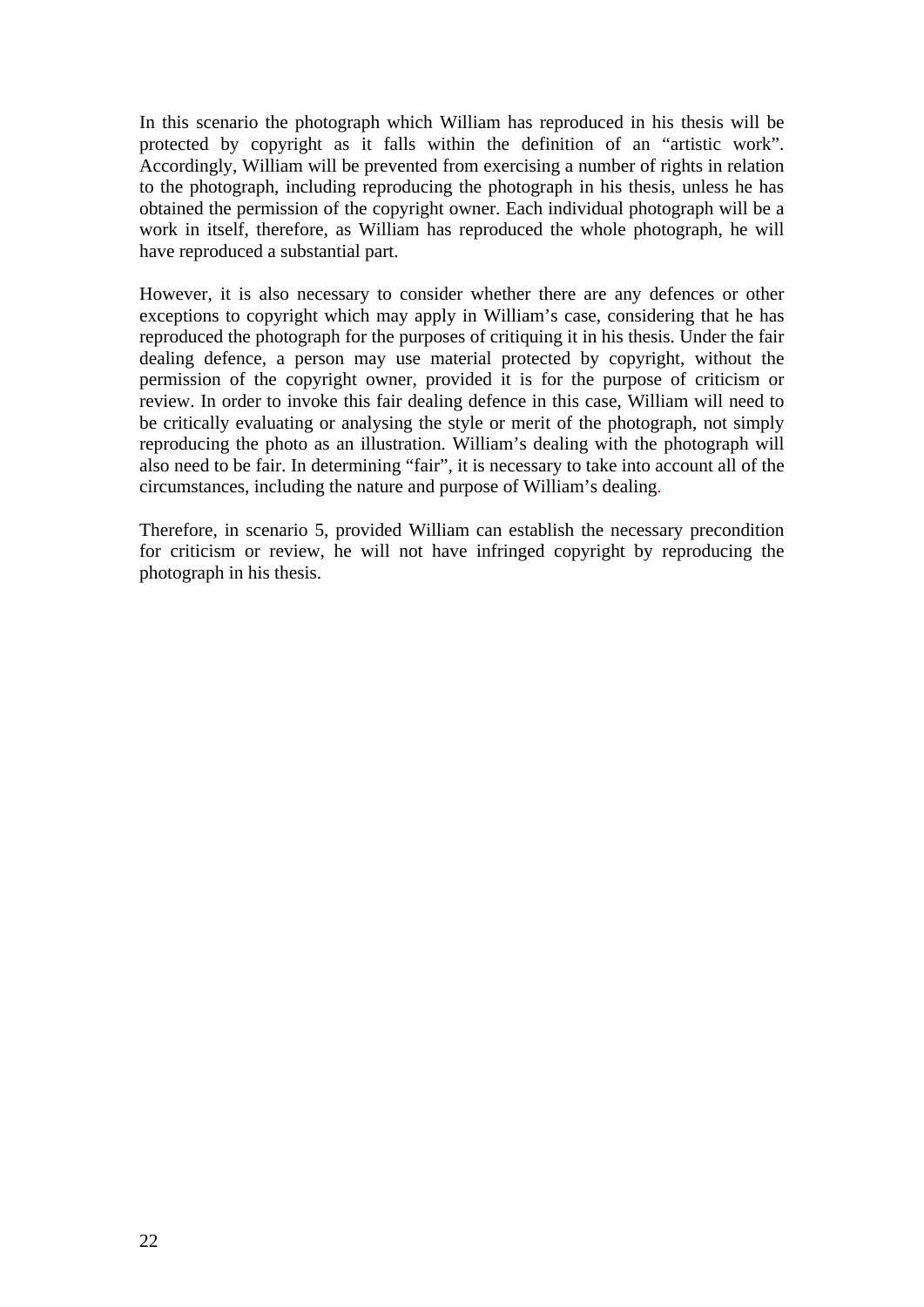In this scenario the photograph which William has reproduced in his thesis will be protected by copyright as it falls within the definition of an "artistic work". Accordingly, William will be prevented from exercising a number of rights in relation to the photograph, including reproducing the photograph in his thesis, unless he has obtained the permission of the copyright owner. Each individual photograph will be a work in itself, therefore, as William has reproduced the whole photograph, he will have reproduced a substantial part.

However, it is also necessary to consider whether there are any defences or other exceptions to copyright which may apply in William's case, considering that he has reproduced the photograph for the purposes of critiquing it in his thesis. Under the fair dealing defence, a person may use material protected by copyright, without the permission of the copyright owner, provided it is for the purpose of criticism or review. In order to invoke this fair dealing defence in this case, William will need to be critically evaluating or analysing the style or merit of the photograph, not simply reproducing the photo as an illustration. William's dealing with the photograph will also need to be fair. In determining "fair", it is necessary to take into account all of the circumstances, including the nature and purpose of William's dealing.

Therefore, in scenario 5, provided William can establish the necessary precondition for criticism or review, he will not have infringed copyright by reproducing the photograph in his thesis.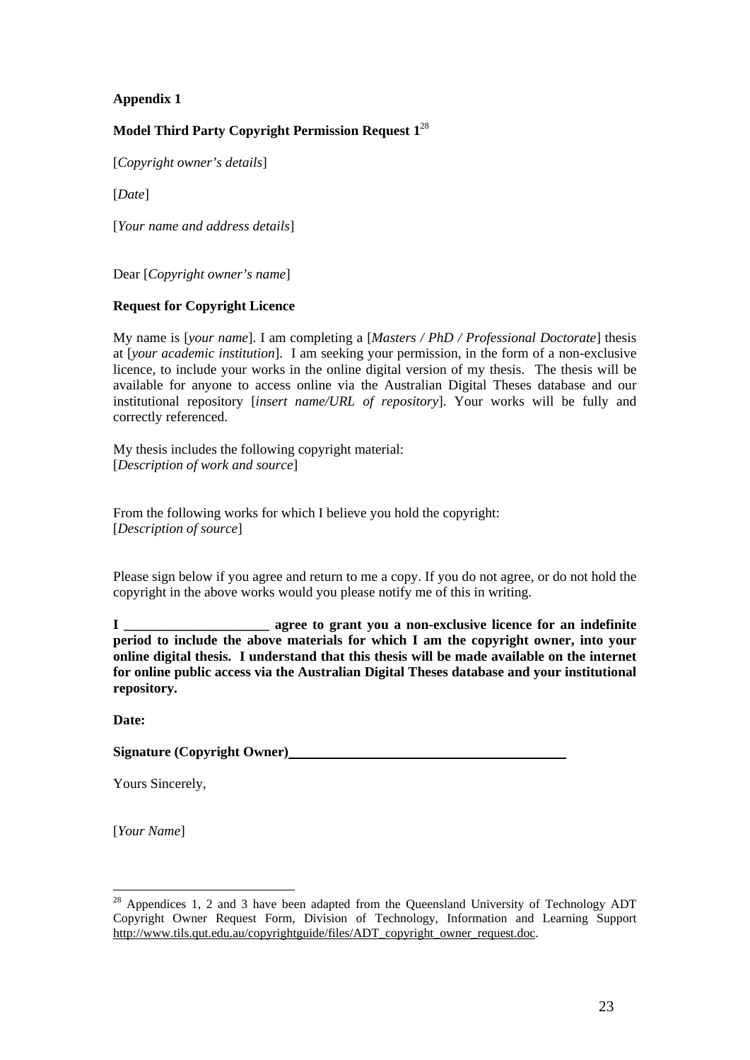**Appendix 1**

**Model Third Party Copyright Permission Request 1**[28]

[*Copyright owner's details*]

[*Date*]

[*Your name and address details*]

Dear [*Copyright owner's name*]

**Request for Copyright Licence**

My name is [*your name*]. I am completing a [*Masters / PhD / Professional Doctorate*] thesis at [*your academic institution*]. I am seeking your permission, in the form of a non-exclusive licence, to include your works in the online digital version of my thesis. The thesis will be available for anyone to access online via the Australian Digital Theses database and our institutional repository [*insert name/URL of repository*]. Your works will be fully and correctly referenced.

My thesis includes the following copyright material:
[*Description of work and source*]

From the following works for which I believe you hold the copyright:
[*Description of source*]

Please sign below if you agree and return to me a copy. If you do not agree, or do not hold the copyright in the above works would you please notify me of this in writing.

**I _____________________ agree to grant you a non-exclusive licence for an indefinite period to include the above materials for which I am the copyright owner, into your online digital thesis. I understand that this thesis will be made available on the internet for online public access via the Australian Digital Theses database and your institutional repository.**

**Date:**

**Signature (Copyright Owner)________________________________________**

Yours Sincerely,

[*Your Name*]

---

[28] Appendices 1, 2 and 3 have been adapted from the Queensland University of Technology ADT Copyright Owner Request Form, Division of Technology, Information and Learning Support http://www.tils.qut.edu.au/copyrightguide/files/ADT_copyright_owner_request.doc.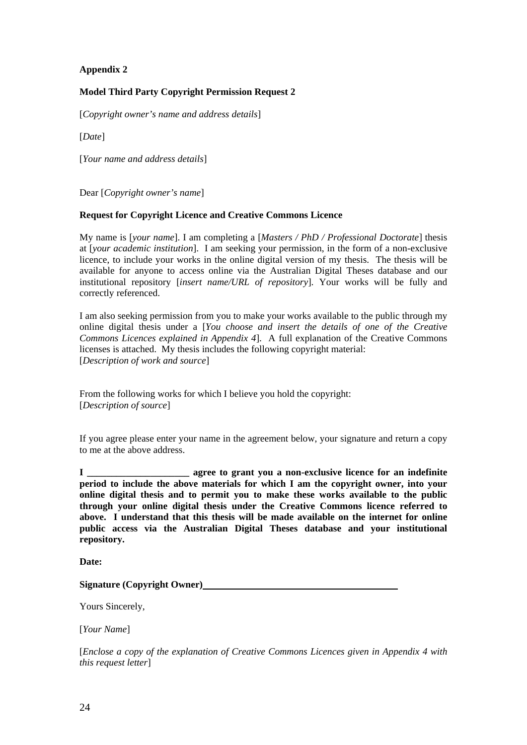**Appendix 2**

**Model Third Party Copyright Permission Request 2**

[*Copyright owner's name and address details*]

[*Date*]

[*Your name and address details*]

Dear [*Copyright owner's name*]

**Request for Copyright Licence and Creative Commons Licence**

My name is [*your name*]. I am completing a [*Masters / PhD / Professional Doctorate*] thesis at [*your academic institution*]. I am seeking your permission, in the form of a non-exclusive licence, to include your works in the online digital version of my thesis. The thesis will be available for anyone to access online via the Australian Digital Theses database and our institutional repository [*insert name/URL of repository*]. Your works will be fully and correctly referenced.

I am also seeking permission from you to make your works available to the public through my online digital thesis under a [*You choose and insert the details of one of the Creative Commons Licences explained in Appendix 4*]. A full explanation of the Creative Commons licenses is attached. My thesis includes the following copyright material:
[*Description of work and source*]

From the following works for which I believe you hold the copyright:
[*Description of source*]

If you agree please enter your name in the agreement below, your signature and return a copy to me at the above address.

**I _____________________ agree to grant you a non-exclusive licence for an indefinite period to include the above materials for which I am the copyright owner, into your online digital thesis and to permit you to make these works available to the public through your online digital thesis under the Creative Commons licence referred to above. I understand that this thesis will be made available on the internet for online public access via the Australian Digital Theses database and your institutional repository.**

**Date:**

**Signature (Copyright Owner)**_________________________________________

Yours Sincerely,

[*Your Name*]

[*Enclose a copy of the explanation of Creative Commons Licences given in Appendix 4 with this request letter*]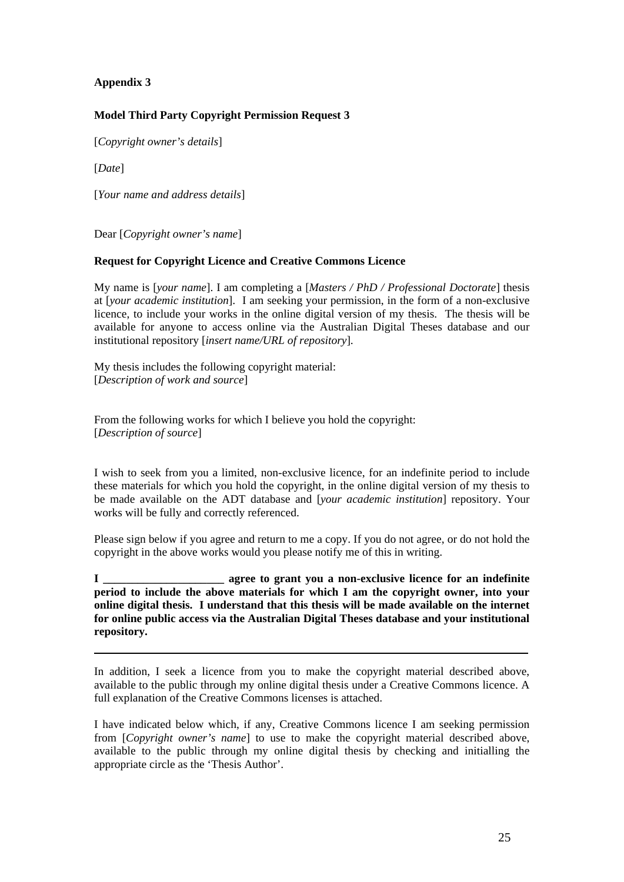**Appendix 3**

**Model Third Party Copyright Permission Request 3**

[*Copyright owner's details*]

[*Date*]

[*Your name and address details*]

Dear [*Copyright owner's name*]

**Request for Copyright Licence and Creative Commons Licence**

My name is [*your name*]. I am completing a [*Masters / PhD / Professional Doctorate*] thesis at [*your academic institution*]. I am seeking your permission, in the form of a non-exclusive licence, to include your works in the online digital version of my thesis. The thesis will be available for anyone to access online via the Australian Digital Theses database and our institutional repository [*insert name/URL of repository*].

My thesis includes the following copyright material:
[*Description of work and source*]

From the following works for which I believe you hold the copyright:
[*Description of source*]

I wish to seek from you a limited, non-exclusive licence, for an indefinite period to include these materials for which you hold the copyright, in the online digital version of my thesis to be made available on the ADT database and [*your academic institution*] repository. Your works will be fully and correctly referenced.

Please sign below if you agree and return to me a copy. If you do not agree, or do not hold the copyright in the above works would you please notify me of this in writing.

**I ____________________ agree to grant you a non-exclusive licence for an indefinite period to include the above materials for which I am the copyright owner, into your online digital thesis. I understand that this thesis will be made available on the internet for online public access via the Australian Digital Theses database and your institutional repository.**

---

In addition, I seek a licence from you to make the copyright material described above, available to the public through my online digital thesis under a Creative Commons licence. A full explanation of the Creative Commons licenses is attached.

I have indicated below which, if any, Creative Commons licence I am seeking permission from [*Copyright owner's name*] to use to make the copyright material described above, available to the public through my online digital thesis by checking and initialling the appropriate circle as the 'Thesis Author'.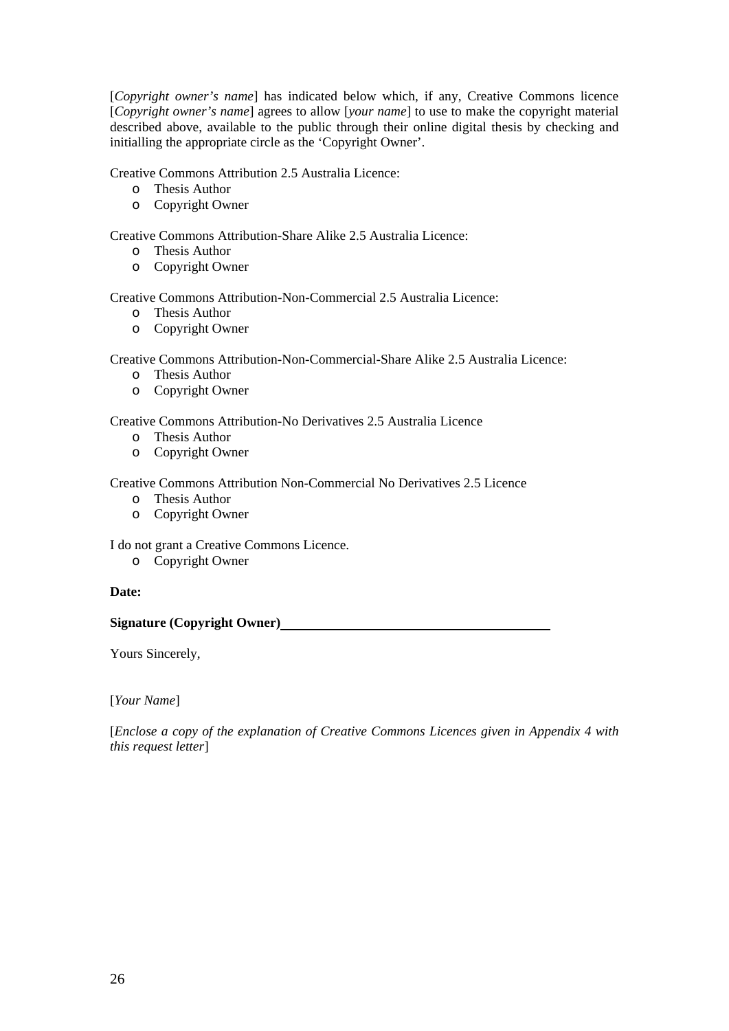[*Copyright owner's name*] has indicated below which, if any, Creative Commons licence [*Copyright owner's name*] agrees to allow [*your name*] to use to make the copyright material described above, available to the public through their online digital thesis by checking and initialling the appropriate circle as the 'Copyright Owner'.

Creative Commons Attribution 2.5 Australia Licence:

- o Thesis Author
- o Copyright Owner

Creative Commons Attribution-Share Alike 2.5 Australia Licence:

- o Thesis Author
- o Copyright Owner

Creative Commons Attribution-Non-Commercial 2.5 Australia Licence:

- o Thesis Author
- o Copyright Owner

Creative Commons Attribution-Non-Commercial-Share Alike 2.5 Australia Licence:

- o Thesis Author
- o Copyright Owner

Creative Commons Attribution-No Derivatives 2.5 Australia Licence

- o Thesis Author
- o Copyright Owner

Creative Commons Attribution Non-Commercial No Derivatives 2.5 Licence

- o Thesis Author
- o Copyright Owner

I do not grant a Creative Commons Licence.

- o Copyright Owner

**Date:**

**Signature (Copyright Owner)**\_\_\_\_\_\_\_\_\_\_\_\_\_\_\_\_\_\_\_\_\_\_\_\_\_\_\_\_\_\_\_\_\_\_\_\_\_\_\_\_

Yours Sincerely,

[*Your Name*]

[*Enclose a copy of the explanation of Creative Commons Licences given in Appendix 4 with this request letter*]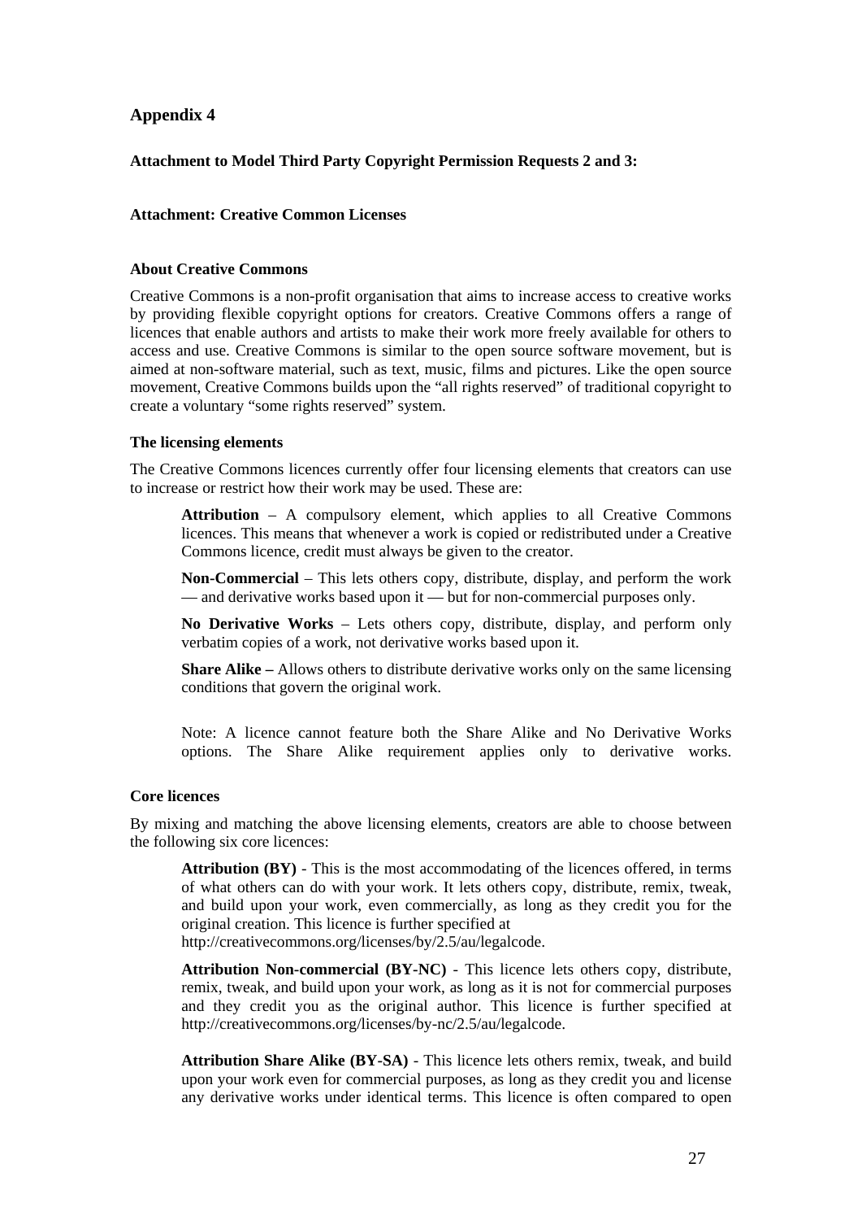## Appendix 4

**Attachment to Model Third Party Copyright Permission Requests 2 and 3:**

**Attachment: Creative Common Licenses**

### About Creative Commons

Creative Commons is a non-profit organisation that aims to increase access to creative works by providing flexible copyright options for creators. Creative Commons offers a range of licences that enable authors and artists to make their work more freely available for others to access and use. Creative Commons is similar to the open source software movement, but is aimed at non-software material, such as text, music, films and pictures. Like the open source movement, Creative Commons builds upon the "all rights reserved" of traditional copyright to create a voluntary "some rights reserved" system.

### The licensing elements

The Creative Commons licences currently offer four licensing elements that creators can use to increase or restrict how their work may be used. These are:

> **Attribution** – A compulsory element, which applies to all Creative Commons licences. This means that whenever a work is copied or redistributed under a Creative Commons licence, credit must always be given to the creator.
>
> **Non-Commercial** – This lets others copy, distribute, display, and perform the work — and derivative works based upon it — but for non-commercial purposes only.
>
> **No Derivative Works** – Lets others copy, distribute, display, and perform only verbatim copies of a work, not derivative works based upon it.
>
> **Share Alike –** Allows others to distribute derivative works only on the same licensing conditions that govern the original work.
>
> Note: A licence cannot feature both the Share Alike and No Derivative Works options. The Share Alike requirement applies only to derivative works.

### Core licences

By mixing and matching the above licensing elements, creators are able to choose between the following six core licences:

> **Attribution (BY)** - This is the most accommodating of the licences offered, in terms of what others can do with your work. It lets others copy, distribute, remix, tweak, and build upon your work, even commercially, as long as they credit you for the original creation. This licence is further specified at http://creativecommons.org/licenses/by/2.5/au/legalcode.
>
> **Attribution Non-commercial (BY-NC)** - This licence lets others copy, distribute, remix, tweak, and build upon your work, as long as it is not for commercial purposes and they credit you as the original author. This licence is further specified at http://creativecommons.org/licenses/by-nc/2.5/au/legalcode.
>
> **Attribution Share Alike (BY-SA)** - This licence lets others remix, tweak, and build upon your work even for commercial purposes, as long as they credit you and license any derivative works under identical terms. This licence is often compared to open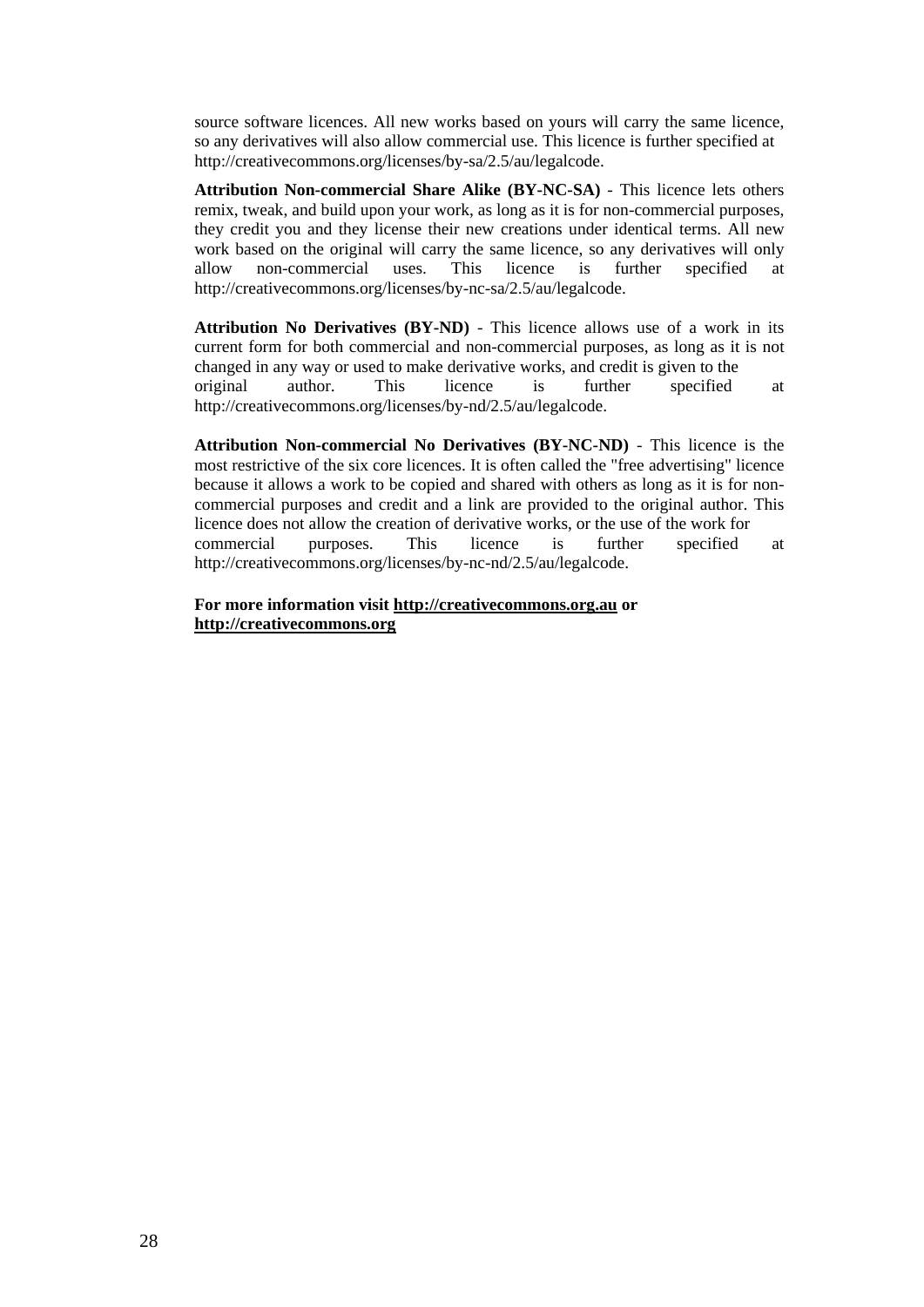source software licences. All new works based on yours will carry the same licence, so any derivatives will also allow commercial use. This licence is further specified at http://creativecommons.org/licenses/by-sa/2.5/au/legalcode.

**Attribution Non-commercial Share Alike (BY-NC-SA)** - This licence lets others remix, tweak, and build upon your work, as long as it is for non-commercial purposes, they credit you and they license their new creations under identical terms. All new work based on the original will carry the same licence, so any derivatives will only allow non-commercial uses. This licence is further specified at http://creativecommons.org/licenses/by-nc-sa/2.5/au/legalcode.

**Attribution No Derivatives (BY-ND)** - This licence allows use of a work in its current form for both commercial and non-commercial purposes, as long as it is not changed in any way or used to make derivative works, and credit is given to the original author. This licence is further specified at http://creativecommons.org/licenses/by-nd/2.5/au/legalcode.

**Attribution Non-commercial No Derivatives (BY-NC-ND)** - This licence is the most restrictive of the six core licences. It is often called the "free advertising" licence because it allows a work to be copied and shared with others as long as it is for non-commercial purposes and credit and a link are provided to the original author. This licence does not allow the creation of derivative works, or the use of the work for commercial purposes. This licence is further specified at http://creativecommons.org/licenses/by-nc-nd/2.5/au/legalcode.

**For more information visit http://creativecommons.org.au or http://creativecommons.org**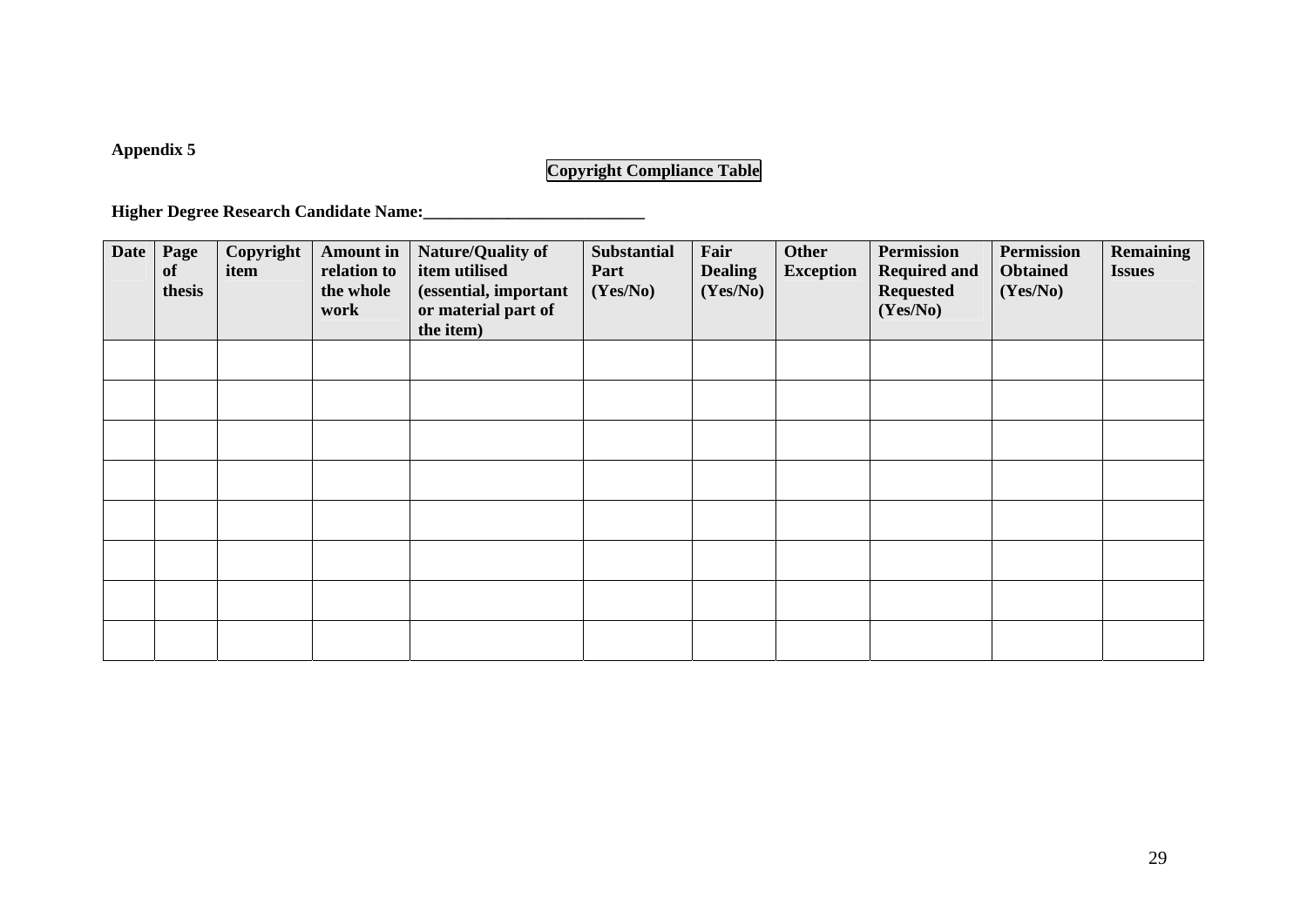**Appendix 5**

**Copyright Compliance Table**

**Higher Degree Research Candidate Name:\_\_\_\_\_\_\_\_\_\_\_\_\_\_\_\_\_\_\_\_\_\_\_\_\_\_**

| Date | Page of thesis | Copyright item | Amount in relation to the whole work | Nature/Quality of item utilised (essential, important or material part of the item) | Substantial Part (Yes/No) | Fair Dealing (Yes/No) | Other Exception | Permission Required and Requested (Yes/No) | Permission Obtained (Yes/No) | Remaining Issues |
|---|---|---|---|---|---|---|---|---|---|---|
| | | | | | | | | | | |
| | | | | | | | | | | |
| | | | | | | | | | | |
| | | | | | | | | | | |
| | | | | | | | | | | |
| | | | | | | | | | | |
| | | | | | | | | | | |
| | | | | | | | | | | |